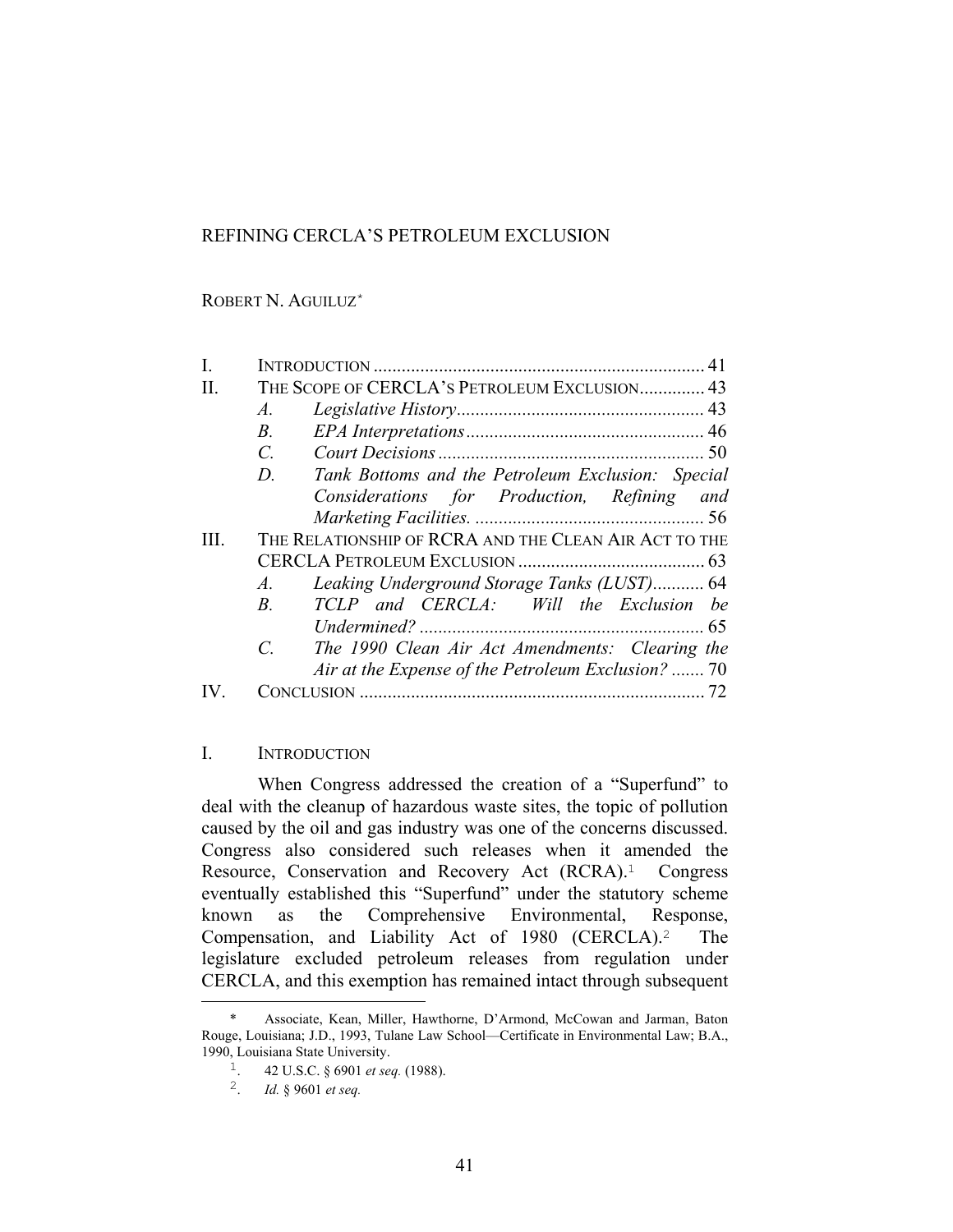# REFINING CERCLA'S PETROLEUM EXCLUSION

ROBERT N. AGUILUZ[*]

| | | | |
|---|---|---|---|
| I. | INTRODUCTION | | 41 |
| II. | THE SCOPE OF CERCLA'S PETROLEUM EXCLUSION | | 43 |
| | *A.* | *Legislative History* | 43 |
| | *B.* | *EPA Interpretations* | 46 |
| | *C.* | *Court Decisions* | 50 |
| | *D.* | *Tank Bottoms and the Petroleum Exclusion: Special Considerations for Production, Refining and Marketing Facilities.* | 56 |
| III. | THE RELATIONSHIP OF RCRA AND THE CLEAN AIR ACT TO THE CERCLA PETROLEUM EXCLUSION | | 63 |
| | *A.* | *Leaking Underground Storage Tanks (LUST)* | 64 |
| | *B.* | *TCLP and CERCLA: Will the Exclusion be Undermined?* | 65 |
| | *C.* | *The 1990 Clean Air Act Amendments: Clearing the Air at the Expense of the Petroleum Exclusion?* | 70 |
| IV. | CONCLUSION | | 72 |

## I. INTRODUCTION

When Congress addressed the creation of a "Superfund" to deal with the cleanup of hazardous waste sites, the topic of pollution caused by the oil and gas industry was one of the concerns discussed. Congress also considered such releases when it amended the Resource, Conservation and Recovery Act (RCRA).[1] Congress eventually established this "Superfund" under the statutory scheme known as the Comprehensive Environmental, Response, Compensation, and Liability Act of 1980 (CERCLA).[2] The legislature excluded petroleum releases from regulation under CERCLA, and this exemption has remained intact through subsequent

---

[*] Associate, Kean, Miller, Hawthorne, D'Armond, McCowan and Jarman, Baton Rouge, Louisiana; J.D., 1993, Tulane Law School—Certificate in Environmental Law; B.A., 1990, Louisiana State University.

[1]. 42 U.S.C. § 6901 *et seq.* (1988).

[2]. *Id.* § 9601 *et seq.*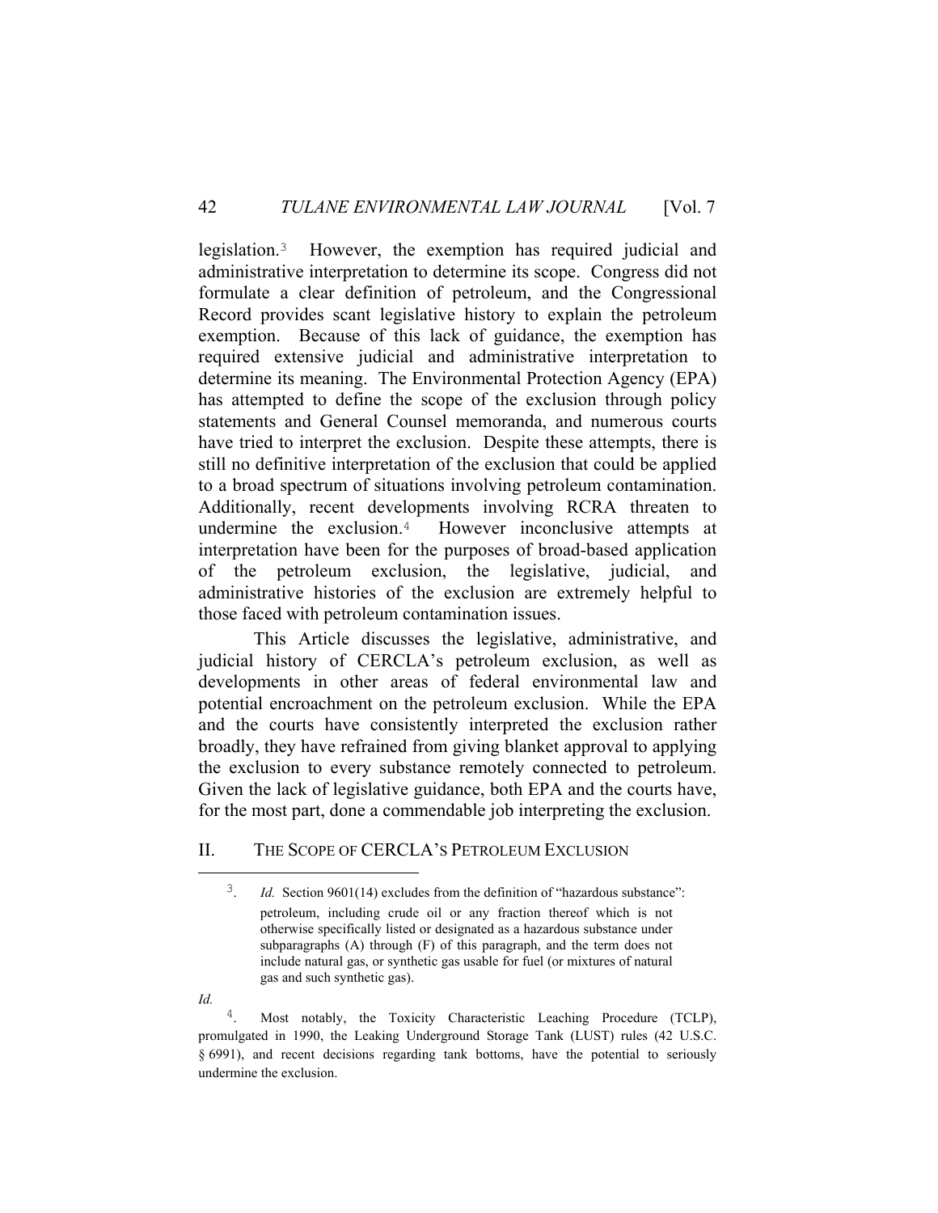legislation.[3] However, the exemption has required judicial and administrative interpretation to determine its scope. Congress did not formulate a clear definition of petroleum, and the Congressional Record provides scant legislative history to explain the petroleum exemption. Because of this lack of guidance, the exemption has required extensive judicial and administrative interpretation to determine its meaning. The Environmental Protection Agency (EPA) has attempted to define the scope of the exclusion through policy statements and General Counsel memoranda, and numerous courts have tried to interpret the exclusion. Despite these attempts, there is still no definitive interpretation of the exclusion that could be applied to a broad spectrum of situations involving petroleum contamination. Additionally, recent developments involving RCRA threaten to undermine the exclusion.[4] However inconclusive attempts at interpretation have been for the purposes of broad-based application of the petroleum exclusion, the legislative, judicial, and administrative histories of the exclusion are extremely helpful to those faced with petroleum contamination issues.

This Article discusses the legislative, administrative, and judicial history of CERCLA's petroleum exclusion, as well as developments in other areas of federal environmental law and potential encroachment on the petroleum exclusion. While the EPA and the courts have consistently interpreted the exclusion rather broadly, they have refrained from giving blanket approval to applying the exclusion to every substance remotely connected to petroleum. Given the lack of legislative guidance, both EPA and the courts have, for the most part, done a commendable job interpreting the exclusion.

## II. THE SCOPE OF CERCLA'S PETROLEUM EXCLUSION

---

3. *Id.* Section 9601(14) excludes from the definition of "hazardous substance":

> petroleum, including crude oil or any fraction thereof which is not otherwise specifically listed or designated as a hazardous substance under subparagraphs (A) through (F) of this paragraph, and the term does not include natural gas, or synthetic gas usable for fuel (or mixtures of natural gas and such synthetic gas).

*Id.*

4. Most notably, the Toxicity Characteristic Leaching Procedure (TCLP), promulgated in 1990, the Leaking Underground Storage Tank (LUST) rules (42 U.S.C. § 6991), and recent decisions regarding tank bottoms, have the potential to seriously undermine the exclusion.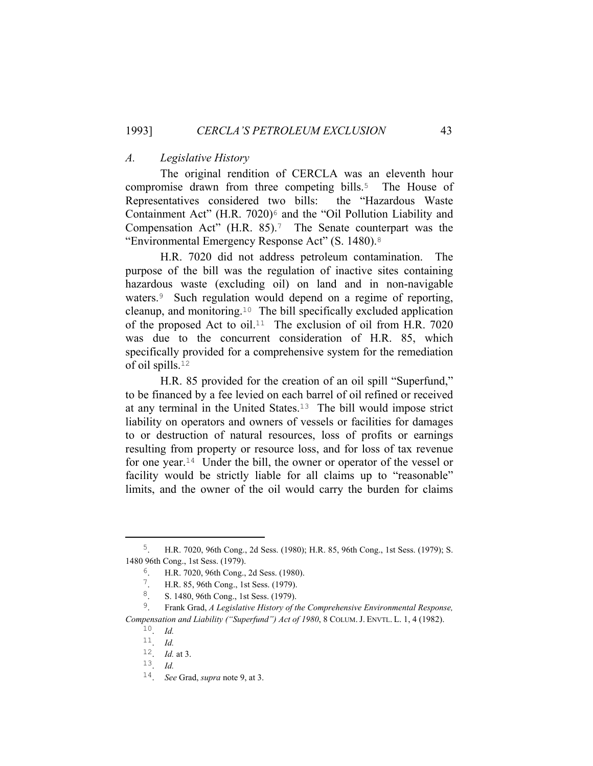### *A. Legislative History*

The original rendition of CERCLA was an eleventh hour compromise drawn from three competing bills.[5] The House of Representatives considered two bills: the "Hazardous Waste Containment Act" (H.R. 7020)[6] and the "Oil Pollution Liability and Compensation Act" (H.R. 85).[7] The Senate counterpart was the "Environmental Emergency Response Act" (S. 1480).[8]

H.R. 7020 did not address petroleum contamination. The purpose of the bill was the regulation of inactive sites containing hazardous waste (excluding oil) on land and in non-navigable waters.[9] Such regulation would depend on a regime of reporting, cleanup, and monitoring.[10] The bill specifically excluded application of the proposed Act to oil.[11] The exclusion of oil from H.R. 7020 was due to the concurrent consideration of H.R. 85, which specifically provided for a comprehensive system for the remediation of oil spills.[12]

H.R. 85 provided for the creation of an oil spill "Superfund," to be financed by a fee levied on each barrel of oil refined or received at any terminal in the United States.[13] The bill would impose strict liability on operators and owners of vessels or facilities for damages to or destruction of natural resources, loss of profits or earnings resulting from property or resource loss, and for loss of tax revenue for one year.[14] Under the bill, the owner or operator of the vessel or facility would be strictly liable for all claims up to "reasonable" limits, and the owner of the oil would carry the burden for claims

---

5. H.R. 7020, 96th Cong., 2d Sess. (1980); H.R. 85, 96th Cong., 1st Sess. (1979); S. 1480 96th Cong., 1st Sess. (1979).

6. H.R. 7020, 96th Cong., 2d Sess. (1980).

7. H.R. 85, 96th Cong., 1st Sess. (1979).

8. S. 1480, 96th Cong., 1st Sess. (1979).

9. Frank Grad, *A Legislative History of the Comprehensive Environmental Response, Compensation and Liability ("Superfund") Act of 1980*, 8 COLUM. J. ENVTL. L. 1, 4 (1982).

10. *Id.*

11. *Id.*

12. *Id.* at 3.

13. *Id.*

14. *See* Grad, *supra* note 9, at 3.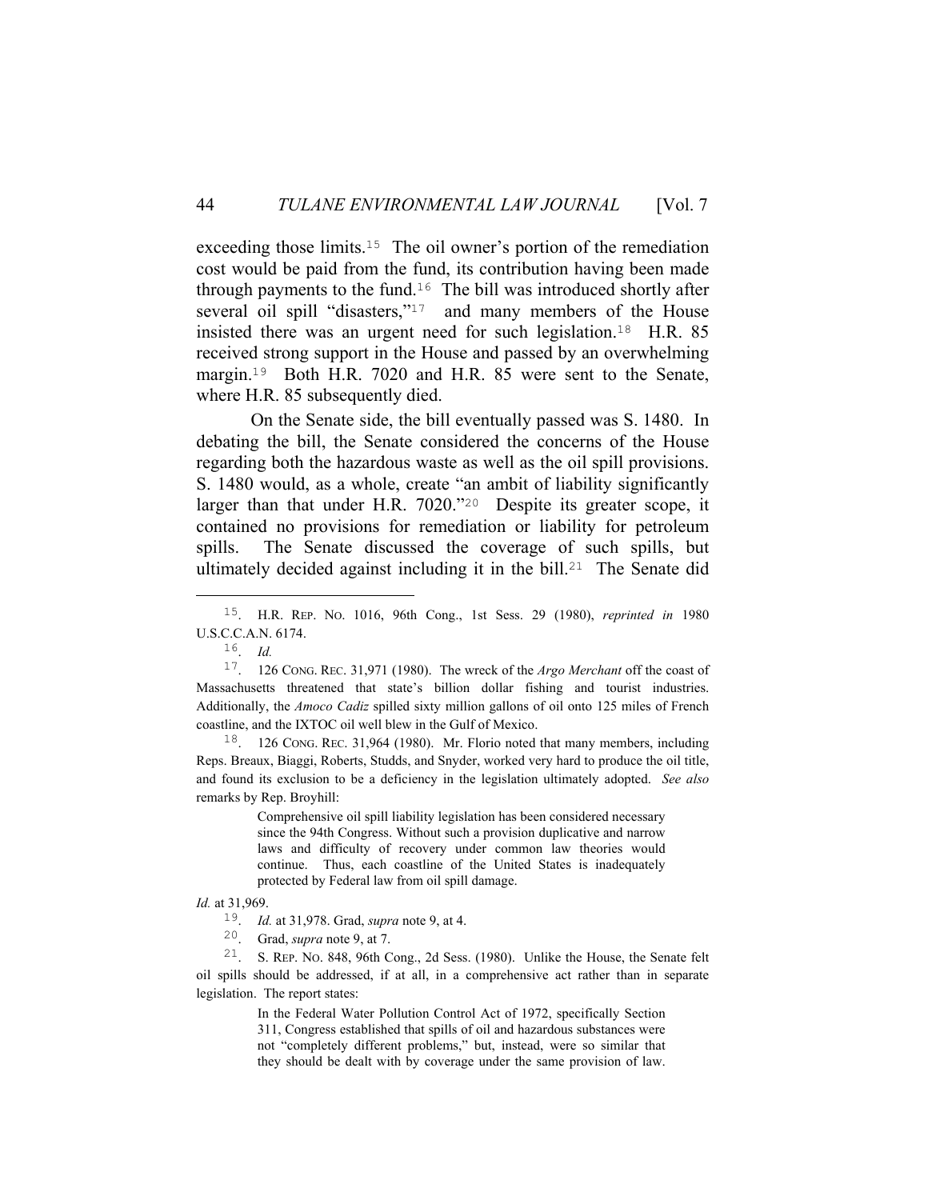exceeding those limits.[15] The oil owner's portion of the remediation cost would be paid from the fund, its contribution having been made through payments to the fund.[16] The bill was introduced shortly after several oil spill "disasters,"[17] and many members of the House insisted there was an urgent need for such legislation.[18] H.R. 85 received strong support in the House and passed by an overwhelming margin.[19] Both H.R. 7020 and H.R. 85 were sent to the Senate, where H.R. 85 subsequently died.

On the Senate side, the bill eventually passed was S. 1480. In debating the bill, the Senate considered the concerns of the House regarding both the hazardous waste as well as the oil spill provisions. S. 1480 would, as a whole, create "an ambit of liability significantly larger than that under H.R. 7020."[20] Despite its greater scope, it contained no provisions for remediation or liability for petroleum spills. The Senate discussed the coverage of such spills, but ultimately decided against including it in the bill.[21] The Senate did

---

15. H.R. REP. NO. 1016, 96th Cong., 1st Sess. 29 (1980), *reprinted in* 1980 U.S.C.C.A.N. 6174.

16. *Id.*

17. 126 CONG. REC. 31,971 (1980). The wreck of the *Argo Merchant* off the coast of Massachusetts threatened that state's billion dollar fishing and tourist industries. Additionally, the *Amoco Cadiz* spilled sixty million gallons of oil onto 125 miles of French coastline, and the IXTOC oil well blew in the Gulf of Mexico.

18. 126 CONG. REC. 31,964 (1980). Mr. Florio noted that many members, including Reps. Breaux, Biaggi, Roberts, Studds, and Snyder, worked very hard to produce the oil title, and found its exclusion to be a deficiency in the legislation ultimately adopted. *See also* remarks by Rep. Broyhill:

> Comprehensive oil spill liability legislation has been considered necessary since the 94th Congress. Without such a provision duplicative and narrow laws and difficulty of recovery under common law theories would continue. Thus, each coastline of the United States is inadequately protected by Federal law from oil spill damage.

*Id.* at 31,969.

19. *Id.* at 31,978. Grad, *supra* note 9, at 4.

20. Grad, *supra* note 9, at 7.

21. S. REP. NO. 848, 96th Cong., 2d Sess. (1980). Unlike the House, the Senate felt oil spills should be addressed, if at all, in a comprehensive act rather than in separate legislation. The report states:

> In the Federal Water Pollution Control Act of 1972, specifically Section 311, Congress established that spills of oil and hazardous substances were not "completely different problems," but, instead, were so similar that they should be dealt with by coverage under the same provision of law.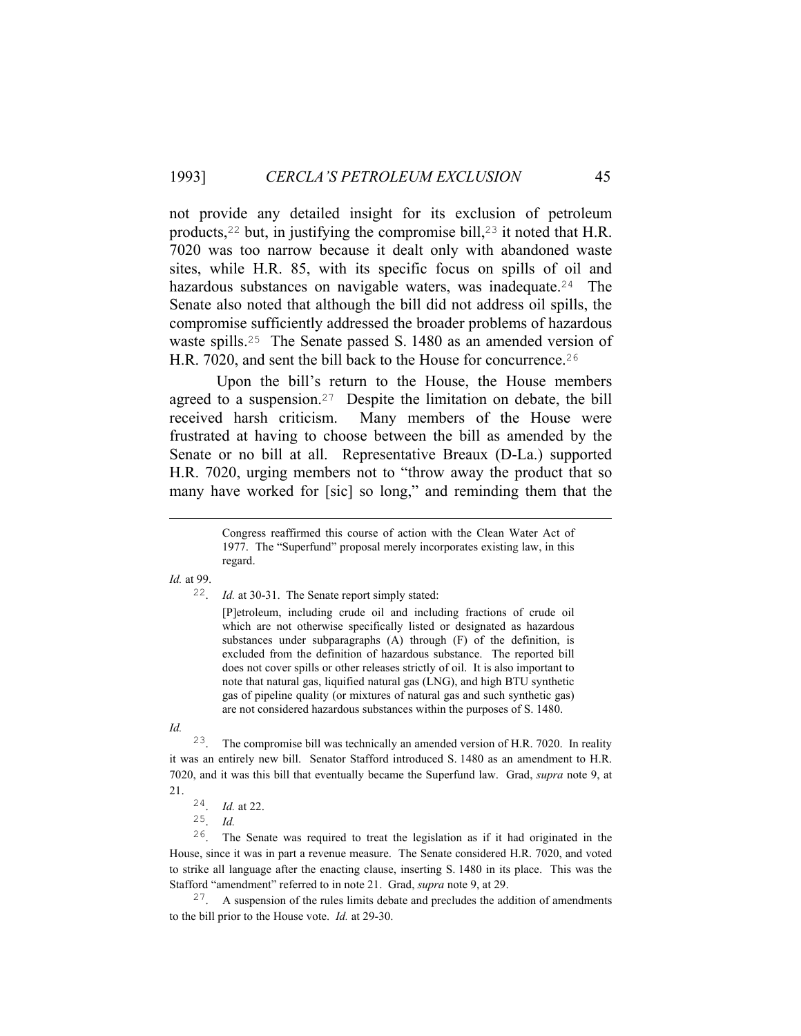not provide any detailed insight for its exclusion of petroleum products,[22] but, in justifying the compromise bill,[23] it noted that H.R. 7020 was too narrow because it dealt only with abandoned waste sites, while H.R. 85, with its specific focus on spills of oil and hazardous substances on navigable waters, was inadequate.[24] The Senate also noted that although the bill did not address oil spills, the compromise sufficiently addressed the broader problems of hazardous waste spills.[25] The Senate passed S. 1480 as an amended version of H.R. 7020, and sent the bill back to the House for concurrence.[26]

Upon the bill's return to the House, the House members agreed to a suspension.[27] Despite the limitation on debate, the bill received harsh criticism. Many members of the House were frustrated at having to choose between the bill as amended by the Senate or no bill at all. Representative Breaux (D-La.) supported H.R. 7020, urging members not to "throw away the product that so many have worked for [sic] so long," and reminding them that the

---

> Congress reaffirmed this course of action with the Clean Water Act of 1977. The "Superfund" proposal merely incorporates existing law, in this regard.

*Id.* at 99.

22. *Id.* at 30-31. The Senate report simply stated:

> [P]etroleum, including crude oil and including fractions of crude oil which are not otherwise specifically listed or designated as hazardous substances under subparagraphs (A) through (F) of the definition, is excluded from the definition of hazardous substance. The reported bill does not cover spills or other releases strictly of oil. It is also important to note that natural gas, liquified natural gas (LNG), and high BTU synthetic gas of pipeline quality (or mixtures of natural gas and such synthetic gas) are not considered hazardous substances within the purposes of S. 1480.

*Id.*

23. The compromise bill was technically an amended version of H.R. 7020. In reality it was an entirely new bill. Senator Stafford introduced S. 1480 as an amendment to H.R. 7020, and it was this bill that eventually became the Superfund law. Grad, *supra* note 9, at 21.

24. *Id.* at 22.

25. *Id.*

26. The Senate was required to treat the legislation as if it had originated in the House, since it was in part a revenue measure. The Senate considered H.R. 7020, and voted to strike all language after the enacting clause, inserting S. 1480 in its place. This was the Stafford "amendment" referred to in note 21. Grad, *supra* note 9, at 29.

27. A suspension of the rules limits debate and precludes the addition of amendments to the bill prior to the House vote. *Id.* at 29-30.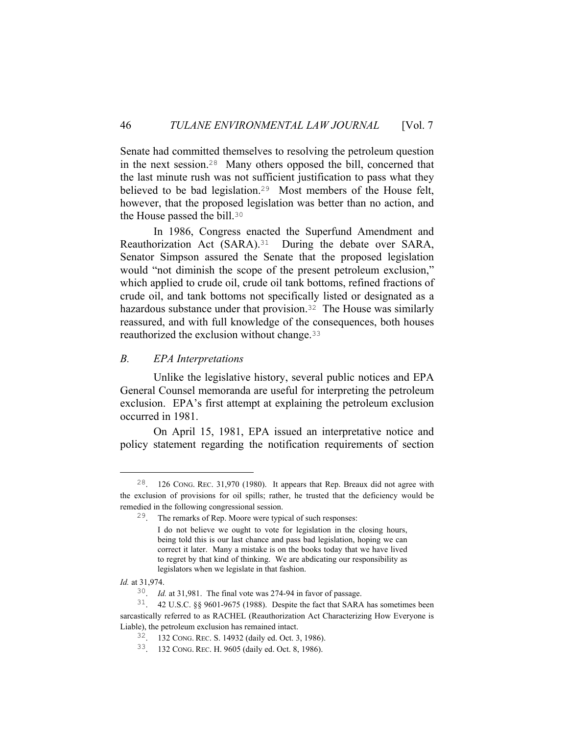Senate had committed themselves to resolving the petroleum question in the next session.[28] Many others opposed the bill, concerned that the last minute rush was not sufficient justification to pass what they believed to be bad legislation.[29] Most members of the House felt, however, that the proposed legislation was better than no action, and the House passed the bill.[30]

In 1986, Congress enacted the Superfund Amendment and Reauthorization Act (SARA).[31] During the debate over SARA, Senator Simpson assured the Senate that the proposed legislation would "not diminish the scope of the present petroleum exclusion," which applied to crude oil, crude oil tank bottoms, refined fractions of crude oil, and tank bottoms not specifically listed or designated as a hazardous substance under that provision.[32] The House was similarly reassured, and with full knowledge of the consequences, both houses reauthorized the exclusion without change.[33]

### *B. EPA Interpretations*

Unlike the legislative history, several public notices and EPA General Counsel memoranda are useful for interpreting the petroleum exclusion. EPA's first attempt at explaining the petroleum exclusion occurred in 1981.

On April 15, 1981, EPA issued an interpretative notice and policy statement regarding the notification requirements of section

---

28. 126 CONG. REC. 31,970 (1980). It appears that Rep. Breaux did not agree with the exclusion of provisions for oil spills; rather, he trusted that the deficiency would be remedied in the following congressional session.

29. The remarks of Rep. Moore were typical of such responses:

> I do not believe we ought to vote for legislation in the closing hours, being told this is our last chance and pass bad legislation, hoping we can correct it later. Many a mistake is on the books today that we have lived to regret by that kind of thinking. We are abdicating our responsibility as legislators when we legislate in that fashion.

*Id.* at 31,974.

30. *Id.* at 31,981. The final vote was 274-94 in favor of passage.

31. 42 U.S.C. §§ 9601-9675 (1988). Despite the fact that SARA has sometimes been sarcastically referred to as RACHEL (Reauthorization Act Characterizing How Everyone is Liable), the petroleum exclusion has remained intact.

32. 132 CONG. REC. S. 14932 (daily ed. Oct. 3, 1986).

33. 132 CONG. REC. H. 9605 (daily ed. Oct. 8, 1986).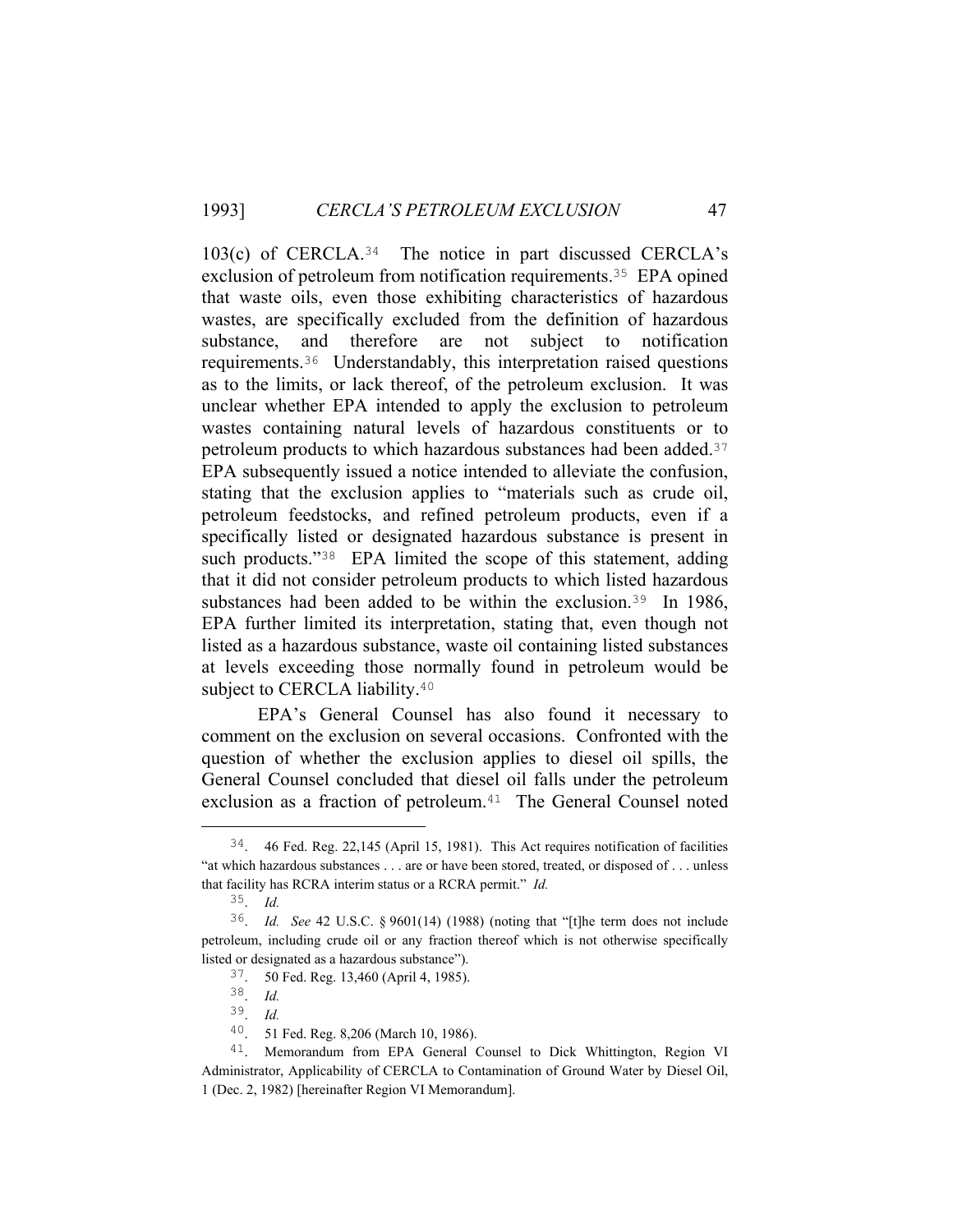103(c) of CERCLA.[34] The notice in part discussed CERCLA's exclusion of petroleum from notification requirements.[35] EPA opined that waste oils, even those exhibiting characteristics of hazardous wastes, are specifically excluded from the definition of hazardous substance, and therefore are not subject to notification requirements.[36] Understandably, this interpretation raised questions as to the limits, or lack thereof, of the petroleum exclusion. It was unclear whether EPA intended to apply the exclusion to petroleum wastes containing natural levels of hazardous constituents or to petroleum products to which hazardous substances had been added.[37] EPA subsequently issued a notice intended to alleviate the confusion, stating that the exclusion applies to "materials such as crude oil, petroleum feedstocks, and refined petroleum products, even if a specifically listed or designated hazardous substance is present in such products."[38] EPA limited the scope of this statement, adding that it did not consider petroleum products to which listed hazardous substances had been added to be within the exclusion.[39] In 1986, EPA further limited its interpretation, stating that, even though not listed as a hazardous substance, waste oil containing listed substances at levels exceeding those normally found in petroleum would be subject to CERCLA liability.[40]

EPA's General Counsel has also found it necessary to comment on the exclusion on several occasions. Confronted with the question of whether the exclusion applies to diesel oil spills, the General Counsel concluded that diesel oil falls under the petroleum exclusion as a fraction of petroleum.[41] The General Counsel noted

---

34. 46 Fed. Reg. 22,145 (April 15, 1981). This Act requires notification of facilities "at which hazardous substances . . . are or have been stored, treated, or disposed of . . . unless that facility has RCRA interim status or a RCRA permit." *Id.*

35. *Id.*

36. *Id. See* 42 U.S.C. § 9601(14) (1988) (noting that "[t]he term does not include petroleum, including crude oil or any fraction thereof which is not otherwise specifically listed or designated as a hazardous substance").

37. 50 Fed. Reg. 13,460 (April 4, 1985).

38. *Id.*

39. *Id.*

40. 51 Fed. Reg. 8,206 (March 10, 1986).

41. Memorandum from EPA General Counsel to Dick Whittington, Region VI Administrator, Applicability of CERCLA to Contamination of Ground Water by Diesel Oil, 1 (Dec. 2, 1982) [hereinafter Region VI Memorandum].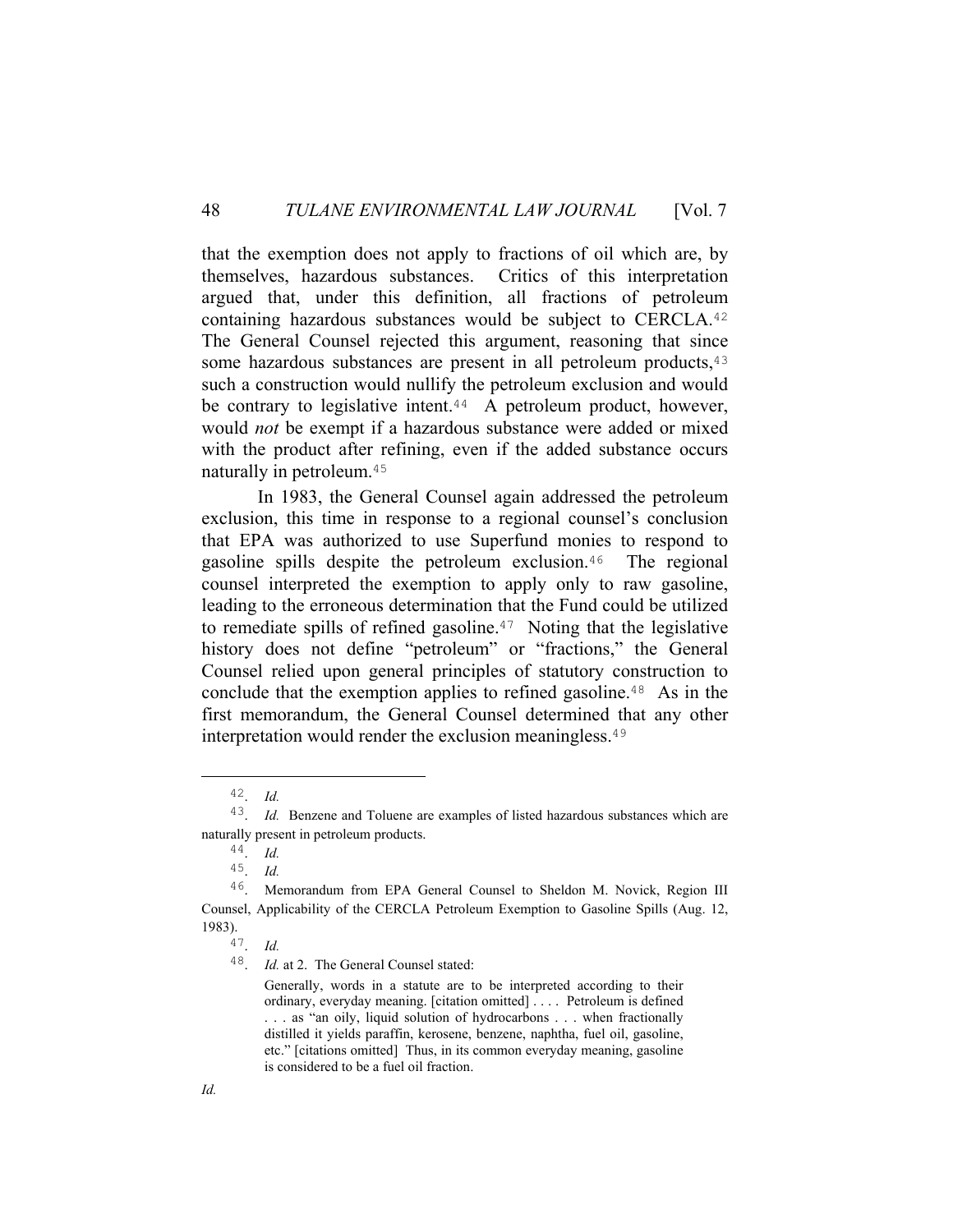that the exemption does not apply to fractions of oil which are, by themselves, hazardous substances. Critics of this interpretation argued that, under this definition, all fractions of petroleum containing hazardous substances would be subject to CERCLA.[42] The General Counsel rejected this argument, reasoning that since some hazardous substances are present in all petroleum products,[43] such a construction would nullify the petroleum exclusion and would be contrary to legislative intent.[44] A petroleum product, however, would *not* be exempt if a hazardous substance were added or mixed with the product after refining, even if the added substance occurs naturally in petroleum.[45]

In 1983, the General Counsel again addressed the petroleum exclusion, this time in response to a regional counsel's conclusion that EPA was authorized to use Superfund monies to respond to gasoline spills despite the petroleum exclusion.[46] The regional counsel interpreted the exemption to apply only to raw gasoline, leading to the erroneous determination that the Fund could be utilized to remediate spills of refined gasoline.[47] Noting that the legislative history does not define "petroleum" or "fractions," the General Counsel relied upon general principles of statutory construction to conclude that the exemption applies to refined gasoline.[48] As in the first memorandum, the General Counsel determined that any other interpretation would render the exclusion meaningless.[49]

---

42. *Id.*

43. *Id.* Benzene and Toluene are examples of listed hazardous substances which are naturally present in petroleum products.

44. *Id.*

45. *Id.*

46. Memorandum from EPA General Counsel to Sheldon M. Novick, Region III Counsel, Applicability of the CERCLA Petroleum Exemption to Gasoline Spills (Aug. 12, 1983).

47. *Id.*

48. *Id.* at 2. The General Counsel stated:

> Generally, words in a statute are to be interpreted according to their ordinary, everyday meaning. [citation omitted] . . . . Petroleum is defined . . . as "an oily, liquid solution of hydrocarbons . . . when fractionally distilled it yields paraffin, kerosene, benzene, naphtha, fuel oil, gasoline, etc." [citations omitted] Thus, in its common everyday meaning, gasoline is considered to be a fuel oil fraction.

*Id.*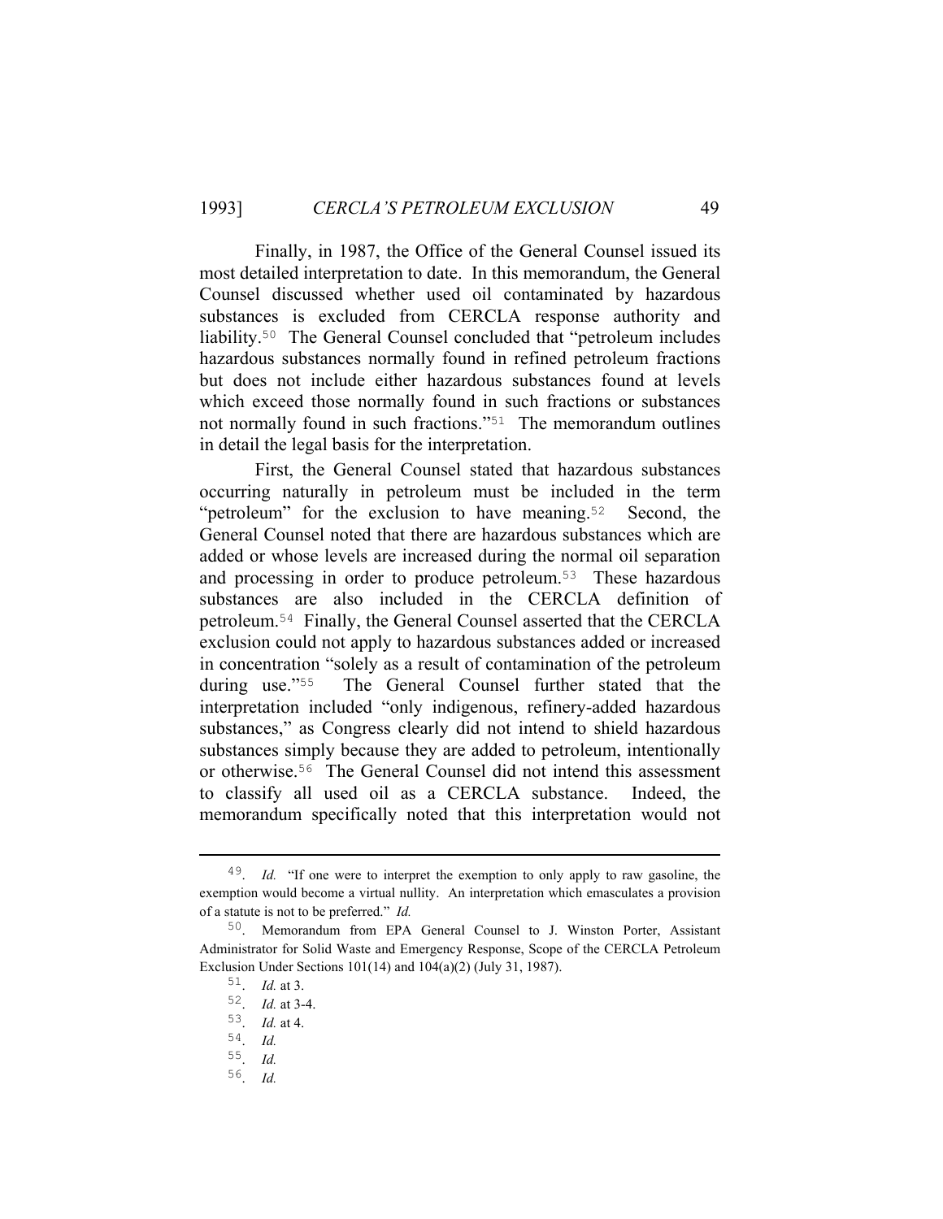Finally, in 1987, the Office of the General Counsel issued its most detailed interpretation to date. In this memorandum, the General Counsel discussed whether used oil contaminated by hazardous substances is excluded from CERCLA response authority and liability.[50] The General Counsel concluded that "petroleum includes hazardous substances normally found in refined petroleum fractions but does not include either hazardous substances found at levels which exceed those normally found in such fractions or substances not normally found in such fractions."[51] The memorandum outlines in detail the legal basis for the interpretation.

First, the General Counsel stated that hazardous substances occurring naturally in petroleum must be included in the term "petroleum" for the exclusion to have meaning.[52] Second, the General Counsel noted that there are hazardous substances which are added or whose levels are increased during the normal oil separation and processing in order to produce petroleum.[53] These hazardous substances are also included in the CERCLA definition of petroleum.[54] Finally, the General Counsel asserted that the CERCLA exclusion could not apply to hazardous substances added or increased in concentration "solely as a result of contamination of the petroleum during use."[55] The General Counsel further stated that the interpretation included "only indigenous, refinery-added hazardous substances," as Congress clearly did not intend to shield hazardous substances simply because they are added to petroleum, intentionally or otherwise.[56] The General Counsel did not intend this assessment to classify all used oil as a CERCLA substance. Indeed, the memorandum specifically noted that this interpretation would not

---

49. *Id.* "If one were to interpret the exemption to only apply to raw gasoline, the exemption would become a virtual nullity. An interpretation which emasculates a provision of a statute is not to be preferred." *Id.*

50. Memorandum from EPA General Counsel to J. Winston Porter, Assistant Administrator for Solid Waste and Emergency Response, Scope of the CERCLA Petroleum Exclusion Under Sections 101(14) and 104(a)(2) (July 31, 1987).

51. *Id.* at 3.

52. *Id.* at 3-4.

53. *Id.* at 4.

54. *Id.*

55. *Id.*

56. *Id.*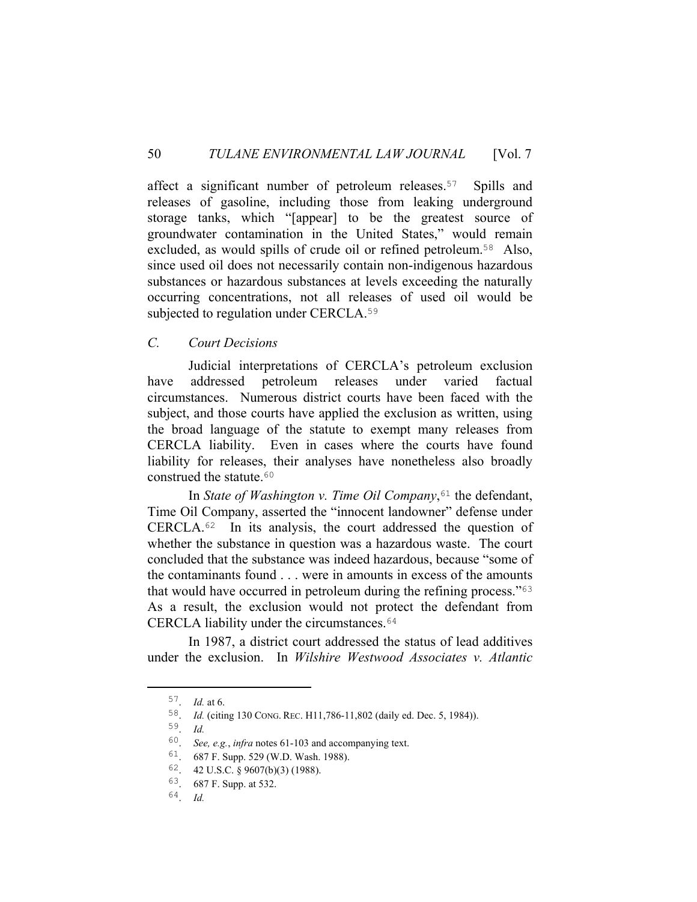affect a significant number of petroleum releases.[57] Spills and releases of gasoline, including those from leaking underground storage tanks, which "[appear] to be the greatest source of groundwater contamination in the United States," would remain excluded, as would spills of crude oil or refined petroleum.[58] Also, since used oil does not necessarily contain non-indigenous hazardous substances or hazardous substances at levels exceeding the naturally occurring concentrations, not all releases of used oil would be subjected to regulation under CERCLA.[59]

### *C. Court Decisions*

Judicial interpretations of CERCLA's petroleum exclusion have addressed petroleum releases under varied factual circumstances. Numerous district courts have been faced with the subject, and those courts have applied the exclusion as written, using the broad language of the statute to exempt many releases from CERCLA liability. Even in cases where the courts have found liability for releases, their analyses have nonetheless also broadly construed the statute.[60]

In *State of Washington v. Time Oil Company*,[61] the defendant, Time Oil Company, asserted the "innocent landowner" defense under CERCLA.[62] In its analysis, the court addressed the question of whether the substance in question was a hazardous waste. The court concluded that the substance was indeed hazardous, because "some of the contaminants found . . . were in amounts in excess of the amounts that would have occurred in petroleum during the refining process."[63] As a result, the exclusion would not protect the defendant from CERCLA liability under the circumstances.[64]

In 1987, a district court addressed the status of lead additives under the exclusion. In *Wilshire Westwood Associates v. Atlantic*

---

57. *Id.* at 6.
58. *Id.* (citing 130 CONG. REC. H11,786-11,802 (daily ed. Dec. 5, 1984)).
59. *Id.*
60. *See, e.g.*, *infra* notes 61-103 and accompanying text.
61. 687 F. Supp. 529 (W.D. Wash. 1988).
62. 42 U.S.C. § 9607(b)(3) (1988).
63. 687 F. Supp. at 532.
64. *Id.*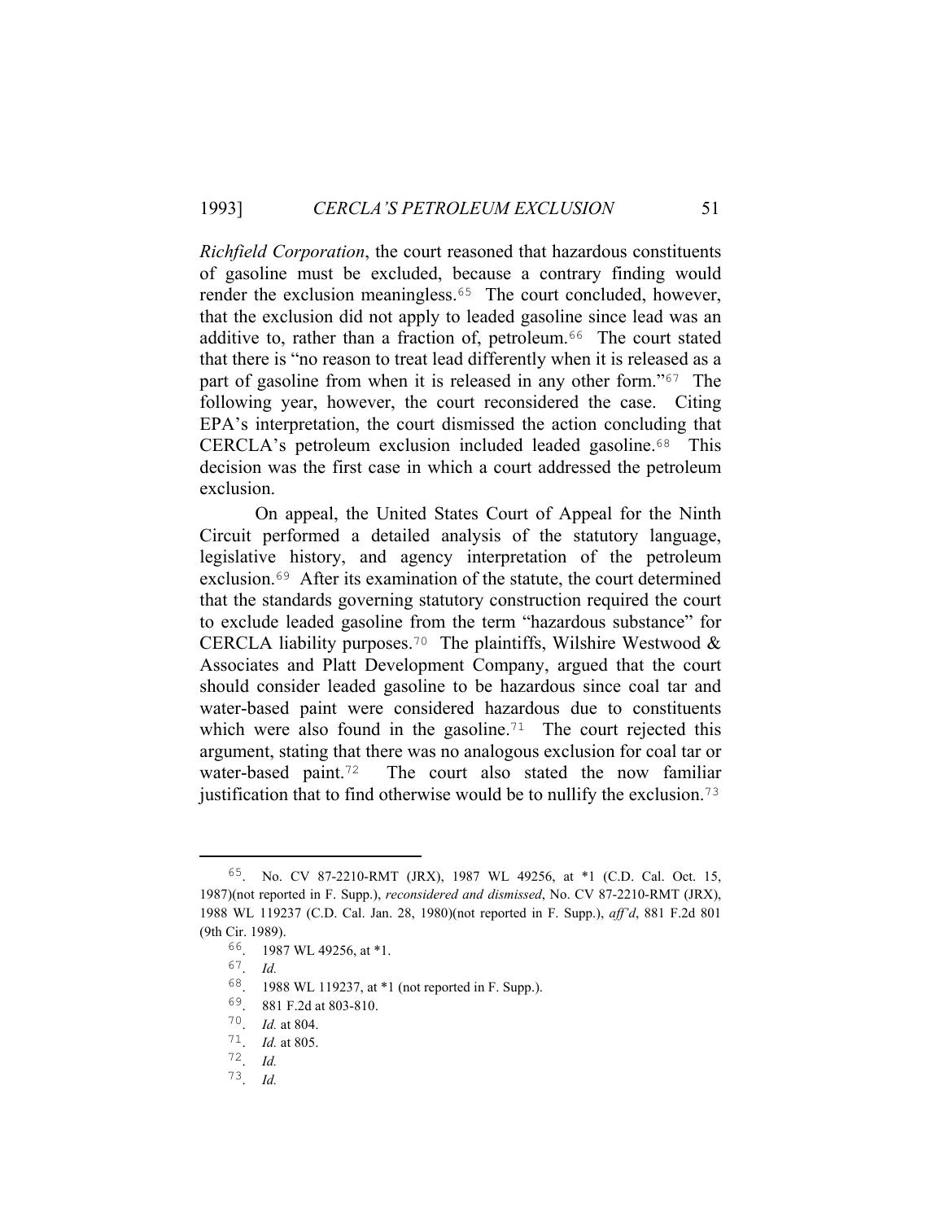*Richfield Corporation*, the court reasoned that hazardous constituents of gasoline must be excluded, because a contrary finding would render the exclusion meaningless.[65] The court concluded, however, that the exclusion did not apply to leaded gasoline since lead was an additive to, rather than a fraction of, petroleum.[66] The court stated that there is "no reason to treat lead differently when it is released as a part of gasoline from when it is released in any other form."[67] The following year, however, the court reconsidered the case. Citing EPA's interpretation, the court dismissed the action concluding that CERCLA's petroleum exclusion included leaded gasoline.[68] This decision was the first case in which a court addressed the petroleum exclusion.

On appeal, the United States Court of Appeal for the Ninth Circuit performed a detailed analysis of the statutory language, legislative history, and agency interpretation of the petroleum exclusion.[69] After its examination of the statute, the court determined that the standards governing statutory construction required the court to exclude leaded gasoline from the term "hazardous substance" for CERCLA liability purposes.[70] The plaintiffs, Wilshire Westwood & Associates and Platt Development Company, argued that the court should consider leaded gasoline to be hazardous since coal tar and water-based paint were considered hazardous due to constituents which were also found in the gasoline.[71] The court rejected this argument, stating that there was no analogous exclusion for coal tar or water-based paint.[72] The court also stated the now familiar justification that to find otherwise would be to nullify the exclusion.[73]

---

65. No. CV 87-2210-RMT (JRX), 1987 WL 49256, at *1 (C.D. Cal. Oct. 15, 1987)(not reported in F. Supp.), *reconsidered and dismissed*, No. CV 87-2210-RMT (JRX), 1988 WL 119237 (C.D. Cal. Jan. 28, 1980)(not reported in F. Supp.), *aff'd*, 881 F.2d 801 (9th Cir. 1989).

66. 1987 WL 49256, at *1.

67. *Id.*

68. 1988 WL 119237, at *1 (not reported in F. Supp.).

69. 881 F.2d at 803-810.

70. *Id.* at 804.

71. *Id.* at 805.

72. *Id.*

73. *Id.*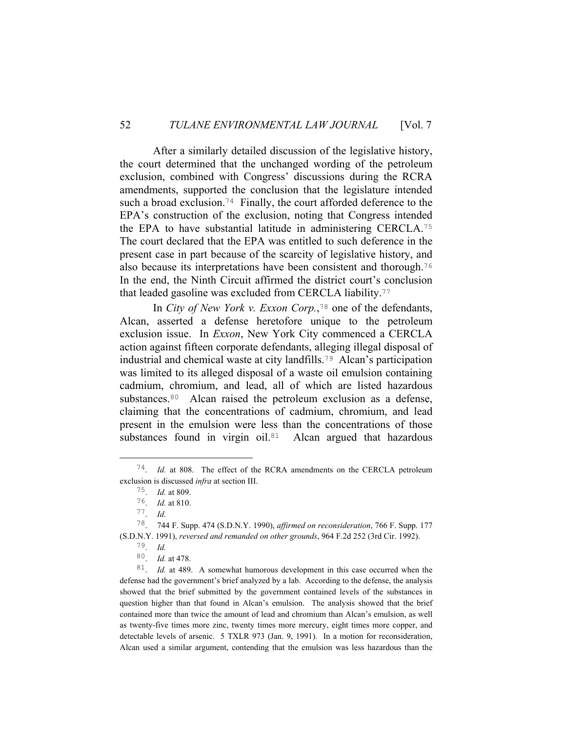After a similarly detailed discussion of the legislative history, the court determined that the unchanged wording of the petroleum exclusion, combined with Congress' discussions during the RCRA amendments, supported the conclusion that the legislature intended such a broad exclusion.[74] Finally, the court afforded deference to the EPA's construction of the exclusion, noting that Congress intended the EPA to have substantial latitude in administering CERCLA.[75] The court declared that the EPA was entitled to such deference in the present case in part because of the scarcity of legislative history, and also because its interpretations have been consistent and thorough.[76] In the end, the Ninth Circuit affirmed the district court's conclusion that leaded gasoline was excluded from CERCLA liability.[77]

In *City of New York v. Exxon Corp.*,[78] one of the defendants, Alcan, asserted a defense heretofore unique to the petroleum exclusion issue. In *Exxon*, New York City commenced a CERCLA action against fifteen corporate defendants, alleging illegal disposal of industrial and chemical waste at city landfills.[79] Alcan's participation was limited to its alleged disposal of a waste oil emulsion containing cadmium, chromium, and lead, all of which are listed hazardous substances.[80] Alcan raised the petroleum exclusion as a defense, claiming that the concentrations of cadmium, chromium, and lead present in the emulsion were less than the concentrations of those substances found in virgin oil.[81] Alcan argued that hazardous

---

[74]. *Id.* at 808. The effect of the RCRA amendments on the CERCLA petroleum exclusion is discussed *infra* at section III.

[75]. *Id.* at 809.

[76]. *Id.* at 810.

[77]. *Id.*

[78]. 744 F. Supp. 474 (S.D.N.Y. 1990), *affirmed on reconsideration*, 766 F. Supp. 177 (S.D.N.Y. 1991), *reversed and remanded on other grounds*, 964 F.2d 252 (3rd Cir. 1992).

[79]. *Id.*

[80]. *Id.* at 478.

[81]. *Id.* at 489. A somewhat humorous development in this case occurred when the defense had the government's brief analyzed by a lab. According to the defense, the analysis showed that the brief submitted by the government contained levels of the substances in question higher than that found in Alcan's emulsion. The analysis showed that the brief contained more than twice the amount of lead and chromium than Alcan's emulsion, as well as twenty-five times more zinc, twenty times more mercury, eight times more copper, and detectable levels of arsenic. 5 TXLR 973 (Jan. 9, 1991). In a motion for reconsideration, Alcan used a similar argument, contending that the emulsion was less hazardous than the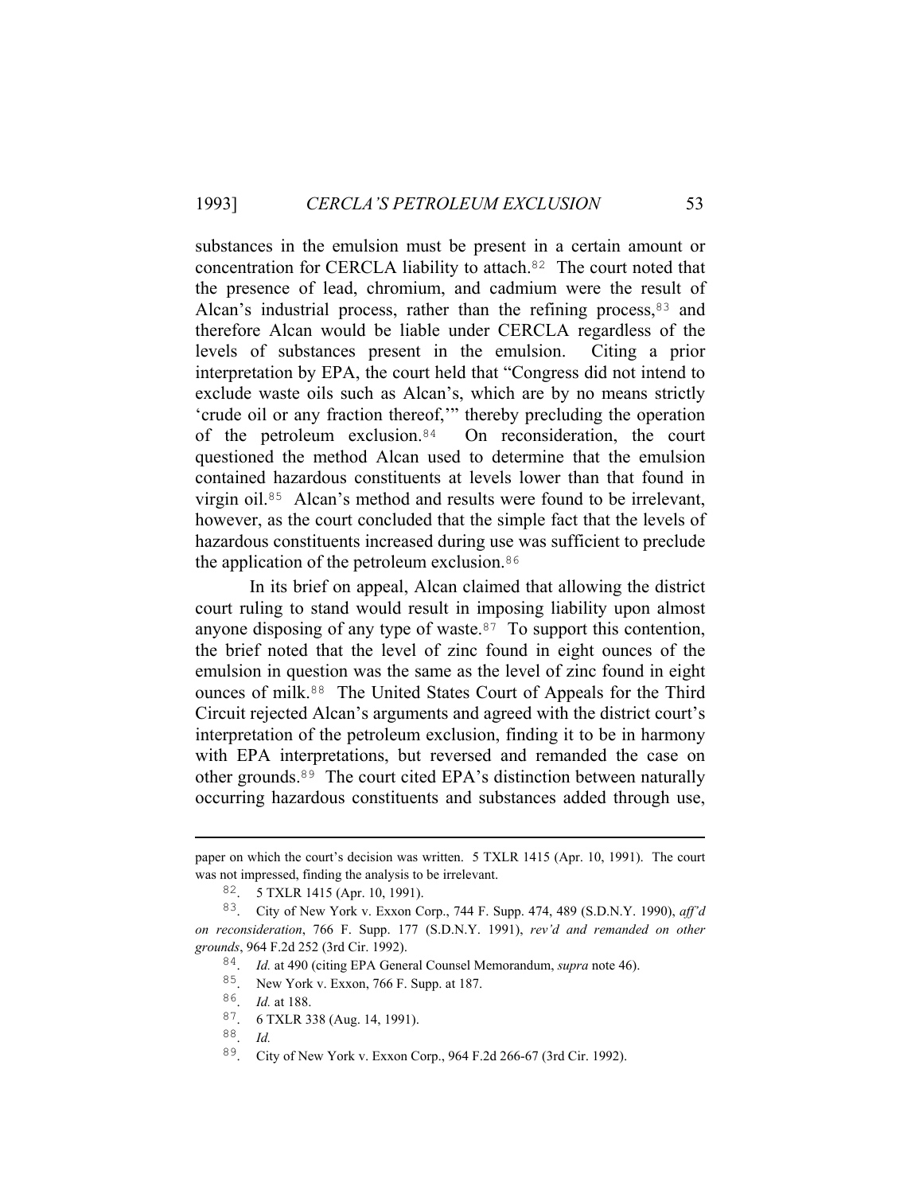substances in the emulsion must be present in a certain amount or concentration for CERCLA liability to attach.[82] The court noted that the presence of lead, chromium, and cadmium were the result of Alcan's industrial process, rather than the refining process,[83] and therefore Alcan would be liable under CERCLA regardless of the levels of substances present in the emulsion. Citing a prior interpretation by EPA, the court held that "Congress did not intend to exclude waste oils such as Alcan's, which are by no means strictly 'crude oil or any fraction thereof,'" thereby precluding the operation of the petroleum exclusion.[84] On reconsideration, the court questioned the method Alcan used to determine that the emulsion contained hazardous constituents at levels lower than that found in virgin oil.[85] Alcan's method and results were found to be irrelevant, however, as the court concluded that the simple fact that the levels of hazardous constituents increased during use was sufficient to preclude the application of the petroleum exclusion.[86]

In its brief on appeal, Alcan claimed that allowing the district court ruling to stand would result in imposing liability upon almost anyone disposing of any type of waste.[87] To support this contention, the brief noted that the level of zinc found in eight ounces of the emulsion in question was the same as the level of zinc found in eight ounces of milk.[88] The United States Court of Appeals for the Third Circuit rejected Alcan's arguments and agreed with the district court's interpretation of the petroleum exclusion, finding it to be in harmony with EPA interpretations, but reversed and remanded the case on other grounds.[89] The court cited EPA's distinction between naturally occurring hazardous constituents and substances added through use,

---

paper on which the court's decision was written. 5 TXLR 1415 (Apr. 10, 1991). The court was not impressed, finding the analysis to be irrelevant.

82. 5 TXLR 1415 (Apr. 10, 1991).

83. City of New York v. Exxon Corp., 744 F. Supp. 474, 489 (S.D.N.Y. 1990), *aff'd on reconsideration*, 766 F. Supp. 177 (S.D.N.Y. 1991), *rev'd and remanded on other grounds*, 964 F.2d 252 (3rd Cir. 1992).

84. *Id.* at 490 (citing EPA General Counsel Memorandum, *supra* note 46).

85. New York v. Exxon, 766 F. Supp. at 187.

86. *Id.* at 188.

87. 6 TXLR 338 (Aug. 14, 1991).

88. *Id.*

89. City of New York v. Exxon Corp., 964 F.2d 266-67 (3rd Cir. 1992).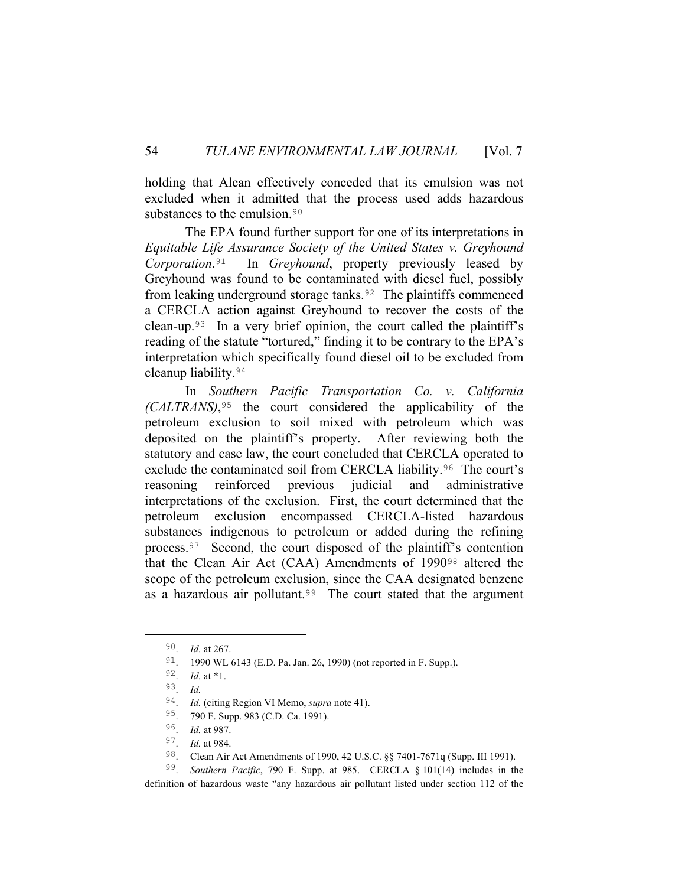holding that Alcan effectively conceded that its emulsion was not excluded when it admitted that the process used adds hazardous substances to the emulsion.[90]

The EPA found further support for one of its interpretations in *Equitable Life Assurance Society of the United States v. Greyhound Corporation*.[91] In *Greyhound*, property previously leased by Greyhound was found to be contaminated with diesel fuel, possibly from leaking underground storage tanks.[92] The plaintiffs commenced a CERCLA action against Greyhound to recover the costs of the clean-up.[93] In a very brief opinion, the court called the plaintiff's reading of the statute "tortured," finding it to be contrary to the EPA's interpretation which specifically found diesel oil to be excluded from cleanup liability.[94]

In *Southern Pacific Transportation Co. v. California (CALTRANS)*,[95] the court considered the applicability of the petroleum exclusion to soil mixed with petroleum which was deposited on the plaintiff's property. After reviewing both the statutory and case law, the court concluded that CERCLA operated to exclude the contaminated soil from CERCLA liability.[96] The court's reasoning reinforced previous judicial and administrative interpretations of the exclusion. First, the court determined that the petroleum exclusion encompassed CERCLA-listed hazardous substances indigenous to petroleum or added during the refining process.[97] Second, the court disposed of the plaintiff's contention that the Clean Air Act (CAA) Amendments of 1990[98] altered the scope of the petroleum exclusion, since the CAA designated benzene as a hazardous air pollutant.[99] The court stated that the argument

---

90. *Id.* at 267.

91. 1990 WL 6143 (E.D. Pa. Jan. 26, 1990) (not reported in F. Supp.).

92. *Id.* at *1.

93. *Id.*

94. *Id.* (citing Region VI Memo, *supra* note 41).

95. 790 F. Supp. 983 (C.D. Ca. 1991).

96. *Id.* at 987.

97. *Id.* at 984.

98. Clean Air Act Amendments of 1990, 42 U.S.C. §§ 7401-7671q (Supp. III 1991).

99. *Southern Pacific*, 790 F. Supp. at 985. CERCLA § 101(14) includes in the definition of hazardous waste "any hazardous air pollutant listed under section 112 of the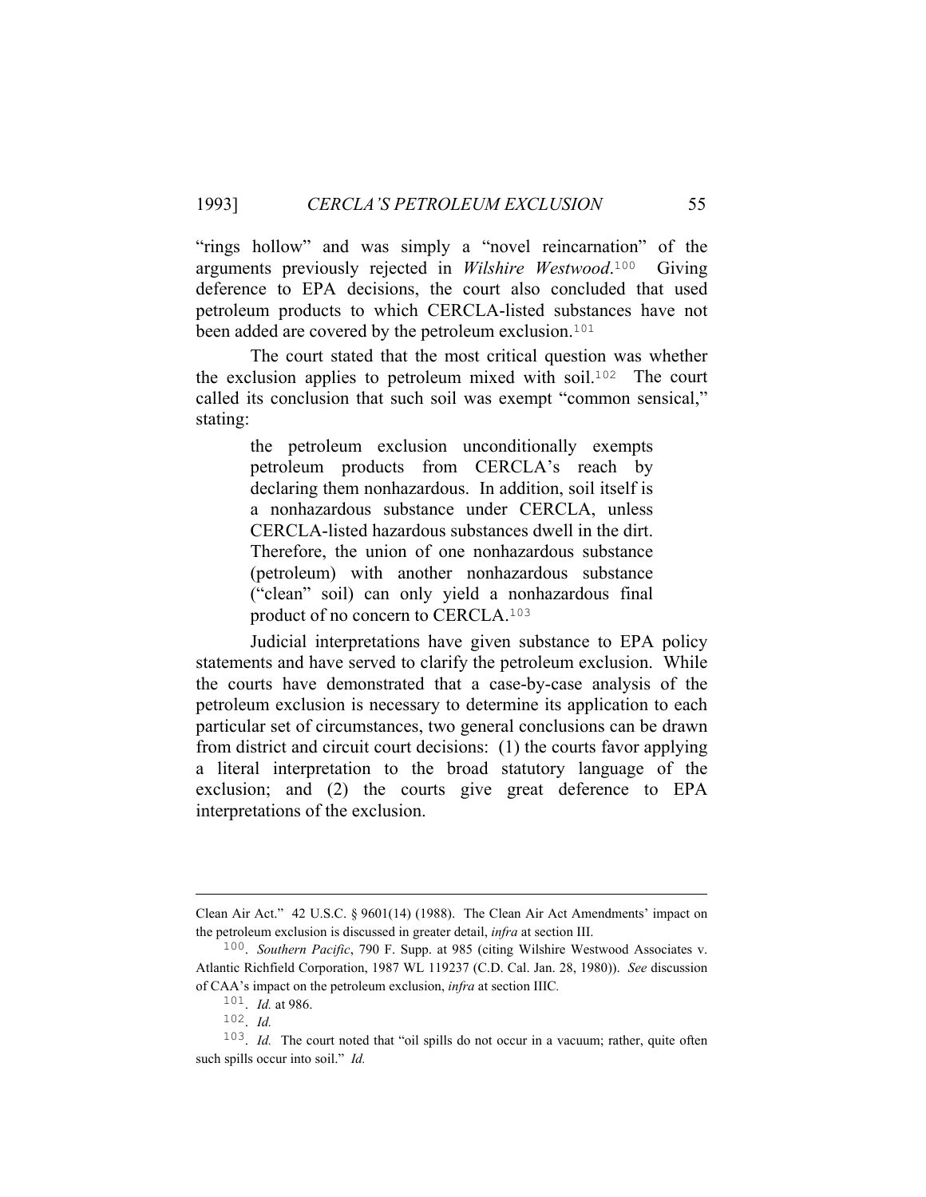"rings hollow" and was simply a "novel reincarnation" of the arguments previously rejected in *Wilshire Westwood*.[100] Giving deference to EPA decisions, the court also concluded that used petroleum products to which CERCLA-listed substances have not been added are covered by the petroleum exclusion.[101]

The court stated that the most critical question was whether the exclusion applies to petroleum mixed with soil.[102] The court called its conclusion that such soil was exempt "common sensical," stating:

> the petroleum exclusion unconditionally exempts petroleum products from CERCLA's reach by declaring them nonhazardous. In addition, soil itself is a nonhazardous substance under CERCLA, unless CERCLA-listed hazardous substances dwell in the dirt. Therefore, the union of one nonhazardous substance (petroleum) with another nonhazardous substance ("clean" soil) can only yield a nonhazardous final product of no concern to CERCLA.[103]

Judicial interpretations have given substance to EPA policy statements and have served to clarify the petroleum exclusion. While the courts have demonstrated that a case-by-case analysis of the petroleum exclusion is necessary to determine its application to each particular set of circumstances, two general conclusions can be drawn from district and circuit court decisions: (1) the courts favor applying a literal interpretation to the broad statutory language of the exclusion; and (2) the courts give great deference to EPA interpretations of the exclusion.

---

Clean Air Act." 42 U.S.C. § 9601(14) (1988). The Clean Air Act Amendments' impact on the petroleum exclusion is discussed in greater detail, *infra* at section III.

[100]. *Southern Pacific*, 790 F. Supp. at 985 (citing Wilshire Westwood Associates v. Atlantic Richfield Corporation, 1987 WL 119237 (C.D. Cal. Jan. 28, 1980)). *See* discussion of CAA's impact on the petroleum exclusion, *infra* at section IIIC.

[101]. *Id.* at 986.

[102]. *Id.*

[103]. *Id.* The court noted that "oil spills do not occur in a vacuum; rather, quite often such spills occur into soil." *Id.*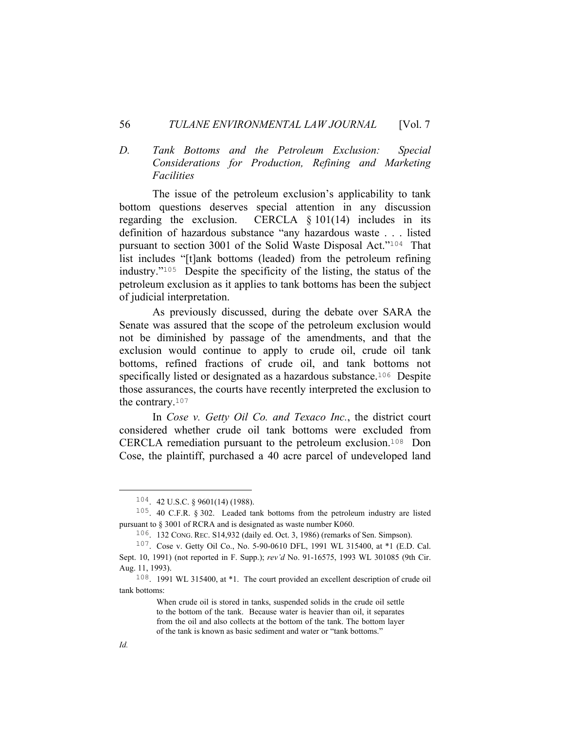### D. *Tank Bottoms and the Petroleum Exclusion: Special Considerations for Production, Refining and Marketing Facilities*

The issue of the petroleum exclusion's applicability to tank bottom questions deserves special attention in any discussion regarding the exclusion. CERCLA § 101(14) includes in its definition of hazardous substance "any hazardous waste . . . listed pursuant to section 3001 of the Solid Waste Disposal Act."[104] That list includes "[t]ank bottoms (leaded) from the petroleum refining industry."[105] Despite the specificity of the listing, the status of the petroleum exclusion as it applies to tank bottoms has been the subject of judicial interpretation.

As previously discussed, during the debate over SARA the Senate was assured that the scope of the petroleum exclusion would not be diminished by passage of the amendments, and that the exclusion would continue to apply to crude oil, crude oil tank bottoms, refined fractions of crude oil, and tank bottoms not specifically listed or designated as a hazardous substance.[106] Despite those assurances, the courts have recently interpreted the exclusion to the contrary.[107]

In *Cose v. Getty Oil Co. and Texaco Inc.*, the district court considered whether crude oil tank bottoms were excluded from CERCLA remediation pursuant to the petroleum exclusion.[108] Don Cose, the plaintiff, purchased a 40 acre parcel of undeveloped land

---

[104]. 42 U.S.C. § 9601(14) (1988).

[105]. 40 C.F.R. § 302. Leaded tank bottoms from the petroleum industry are listed pursuant to § 3001 of RCRA and is designated as waste number K060.

[106]. 132 CONG. REC. S14,932 (daily ed. Oct. 3, 1986) (remarks of Sen. Simpson).

[107]. Cose v. Getty Oil Co., No. 5-90-0610 DFL, 1991 WL 315400, at *1 (E.D. Cal. Sept. 10, 1991) (not reported in F. Supp.); *rev'd* No. 91-16575, 1993 WL 301085 (9th Cir. Aug. 11, 1993).

[108]. 1991 WL 315400, at *1. The court provided an excellent description of crude oil tank bottoms:

> When crude oil is stored in tanks, suspended solids in the crude oil settle to the bottom of the tank. Because water is heavier than oil, it separates from the oil and also collects at the bottom of the tank. The bottom layer of the tank is known as basic sediment and water or "tank bottoms."

*Id.*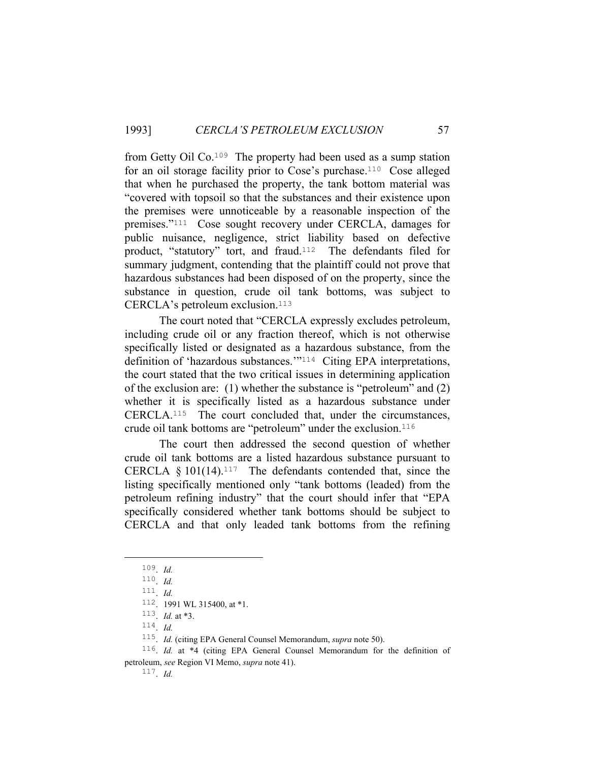from Getty Oil Co.[109] The property had been used as a sump station for an oil storage facility prior to Cose's purchase.[110] Cose alleged that when he purchased the property, the tank bottom material was "covered with topsoil so that the substances and their existence upon the premises were unnoticeable by a reasonable inspection of the premises."[111] Cose sought recovery under CERCLA, damages for public nuisance, negligence, strict liability based on defective product, "statutory" tort, and fraud.[112] The defendants filed for summary judgment, contending that the plaintiff could not prove that hazardous substances had been disposed of on the property, since the substance in question, crude oil tank bottoms, was subject to CERCLA's petroleum exclusion.[113]

The court noted that "CERCLA expressly excludes petroleum, including crude oil or any fraction thereof, which is not otherwise specifically listed or designated as a hazardous substance, from the definition of 'hazardous substances.'"[114] Citing EPA interpretations, the court stated that the two critical issues in determining application of the exclusion are: (1) whether the substance is "petroleum" and (2) whether it is specifically listed as a hazardous substance under CERCLA.[115] The court concluded that, under the circumstances, crude oil tank bottoms are "petroleum" under the exclusion.[116]

The court then addressed the second question of whether crude oil tank bottoms are a listed hazardous substance pursuant to CERCLA § 101(14).[117] The defendants contended that, since the listing specifically mentioned only "tank bottoms (leaded) from the petroleum refining industry" that the court should infer that "EPA specifically considered whether tank bottoms should be subject to CERCLA and that only leaded tank bottoms from the refining

---

109. *Id.*

110. *Id.*

111. *Id.*

112. 1991 WL 315400, at *1.

113. *Id.* at *3.

114. *Id.*

115. *Id.* (citing EPA General Counsel Memorandum, *supra* note 50).

116. *Id.* at *4 (citing EPA General Counsel Memorandum for the definition of petroleum, *see* Region VI Memo, *supra* note 41).

117. *Id.*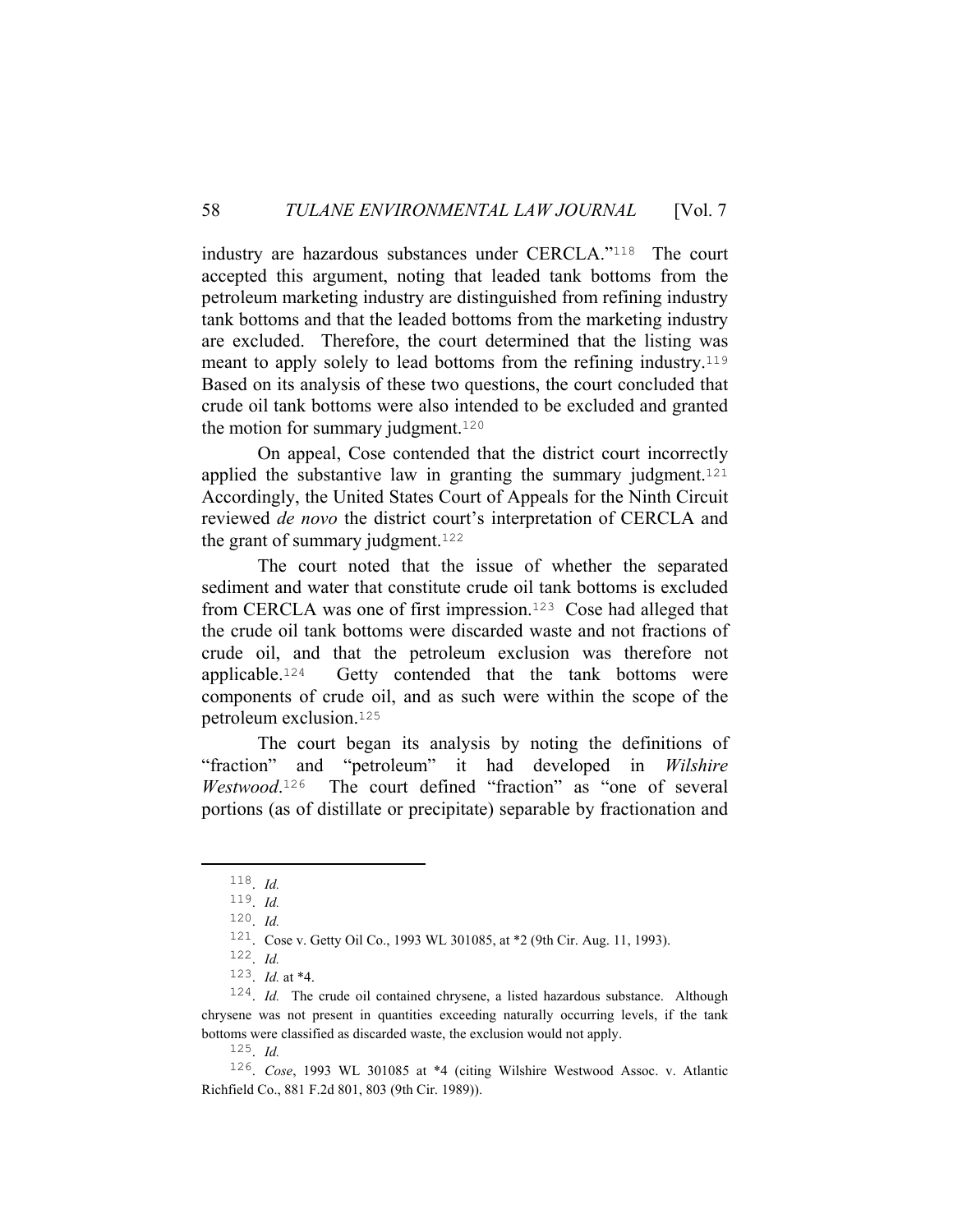industry are hazardous substances under CERCLA."[118] The court accepted this argument, noting that leaded tank bottoms from the petroleum marketing industry are distinguished from refining industry tank bottoms and that the leaded bottoms from the marketing industry are excluded. Therefore, the court determined that the listing was meant to apply solely to lead bottoms from the refining industry.[119] Based on its analysis of these two questions, the court concluded that crude oil tank bottoms were also intended to be excluded and granted the motion for summary judgment.[120]

On appeal, Cose contended that the district court incorrectly applied the substantive law in granting the summary judgment.[121] Accordingly, the United States Court of Appeals for the Ninth Circuit reviewed *de novo* the district court's interpretation of CERCLA and the grant of summary judgment.[122]

The court noted that the issue of whether the separated sediment and water that constitute crude oil tank bottoms is excluded from CERCLA was one of first impression.[123] Cose had alleged that the crude oil tank bottoms were discarded waste and not fractions of crude oil, and that the petroleum exclusion was therefore not applicable.[124] Getty contended that the tank bottoms were components of crude oil, and as such were within the scope of the petroleum exclusion.[125]

The court began its analysis by noting the definitions of "fraction" and "petroleum" it had developed in *Wilshire Westwood*.[126] The court defined "fraction" as "one of several portions (as of distillate or precipitate) separable by fractionation and

---

118. *Id.*

119. *Id.*

120. *Id.*

121. Cose v. Getty Oil Co., 1993 WL 301085, at *2 (9th Cir. Aug. 11, 1993).

122. *Id.*

123. *Id.* at *4.

124. *Id.* The crude oil contained chrysene, a listed hazardous substance. Although chrysene was not present in quantities exceeding naturally occurring levels, if the tank bottoms were classified as discarded waste, the exclusion would not apply.

125. *Id.*

126. *Cose*, 1993 WL 301085 at *4 (citing Wilshire Westwood Assoc. v. Atlantic Richfield Co., 881 F.2d 801, 803 (9th Cir. 1989)).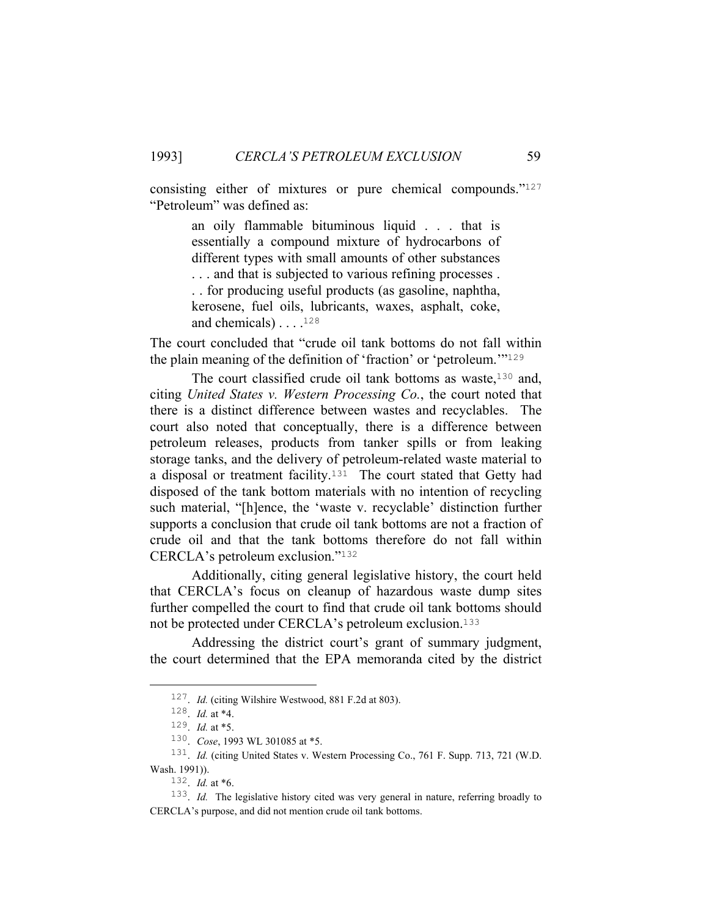consisting either of mixtures or pure chemical compounds."[127] "Petroleum" was defined as:

> an oily flammable bituminous liquid . . . that is essentially a compound mixture of hydrocarbons of different types with small amounts of other substances . . . and that is subjected to various refining processes . . . for producing useful products (as gasoline, naphtha, kerosene, fuel oils, lubricants, waxes, asphalt, coke, and chemicals) . . . .[128]

The court concluded that "crude oil tank bottoms do not fall within the plain meaning of the definition of 'fraction' or 'petroleum.'"[129]

The court classified crude oil tank bottoms as waste,[130] and, citing *United States v. Western Processing Co.*, the court noted that there is a distinct difference between wastes and recyclables. The court also noted that conceptually, there is a difference between petroleum releases, products from tanker spills or from leaking storage tanks, and the delivery of petroleum-related waste material to a disposal or treatment facility.[131] The court stated that Getty had disposed of the tank bottom materials with no intention of recycling such material, "[h]ence, the 'waste v. recyclable' distinction further supports a conclusion that crude oil tank bottoms are not a fraction of crude oil and that the tank bottoms therefore do not fall within CERCLA's petroleum exclusion."[132]

Additionally, citing general legislative history, the court held that CERCLA's focus on cleanup of hazardous waste dump sites further compelled the court to find that crude oil tank bottoms should not be protected under CERCLA's petroleum exclusion.[133]

Addressing the district court's grant of summary judgment, the court determined that the EPA memoranda cited by the district

---

127. *Id.* (citing Wilshire Westwood, 881 F.2d at 803).

128. *Id.* at *4.

129. *Id.* at *5.

130. *Cose*, 1993 WL 301085 at *5.

131. *Id.* (citing United States v. Western Processing Co., 761 F. Supp. 713, 721 (W.D. Wash. 1991)).

132. *Id.* at *6.

133. *Id.* The legislative history cited was very general in nature, referring broadly to CERCLA's purpose, and did not mention crude oil tank bottoms.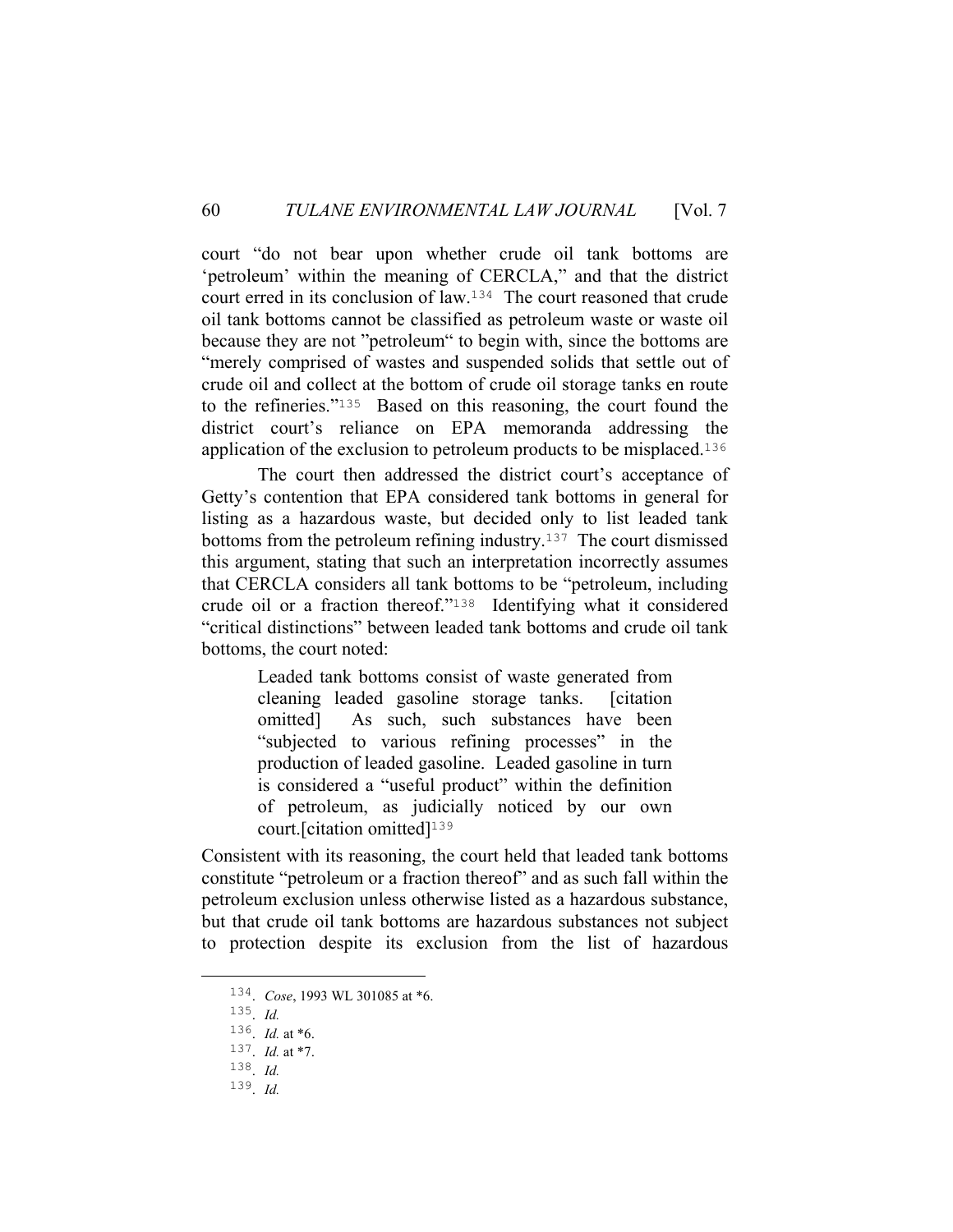court "do not bear upon whether crude oil tank bottoms are 'petroleum' within the meaning of CERCLA," and that the district court erred in its conclusion of law.[134] The court reasoned that crude oil tank bottoms cannot be classified as petroleum waste or waste oil because they are not "petroleum" to begin with, since the bottoms are "merely comprised of wastes and suspended solids that settle out of crude oil and collect at the bottom of crude oil storage tanks en route to the refineries."[135] Based on this reasoning, the court found the district court's reliance on EPA memoranda addressing the application of the exclusion to petroleum products to be misplaced.[136]

The court then addressed the district court's acceptance of Getty's contention that EPA considered tank bottoms in general for listing as a hazardous waste, but decided only to list leaded tank bottoms from the petroleum refining industry.[137] The court dismissed this argument, stating that such an interpretation incorrectly assumes that CERCLA considers all tank bottoms to be "petroleum, including crude oil or a fraction thereof."[138] Identifying what it considered "critical distinctions" between leaded tank bottoms and crude oil tank bottoms, the court noted:

> Leaded tank bottoms consist of waste generated from cleaning leaded gasoline storage tanks. [citation omitted] As such, such substances have been "subjected to various refining processes" in the production of leaded gasoline. Leaded gasoline in turn is considered a "useful product" within the definition of petroleum, as judicially noticed by our own court.[citation omitted][139]

Consistent with its reasoning, the court held that leaded tank bottoms constitute "petroleum or a fraction thereof" and as such fall within the petroleum exclusion unless otherwise listed as a hazardous substance, but that crude oil tank bottoms are hazardous substances not subject to protection despite its exclusion from the list of hazardous

---

134. *Cose*, 1993 WL 301085 at *6.

135. *Id.*

136. *Id.* at *6.

137. *Id.* at *7.

138. *Id.*

139. *Id.*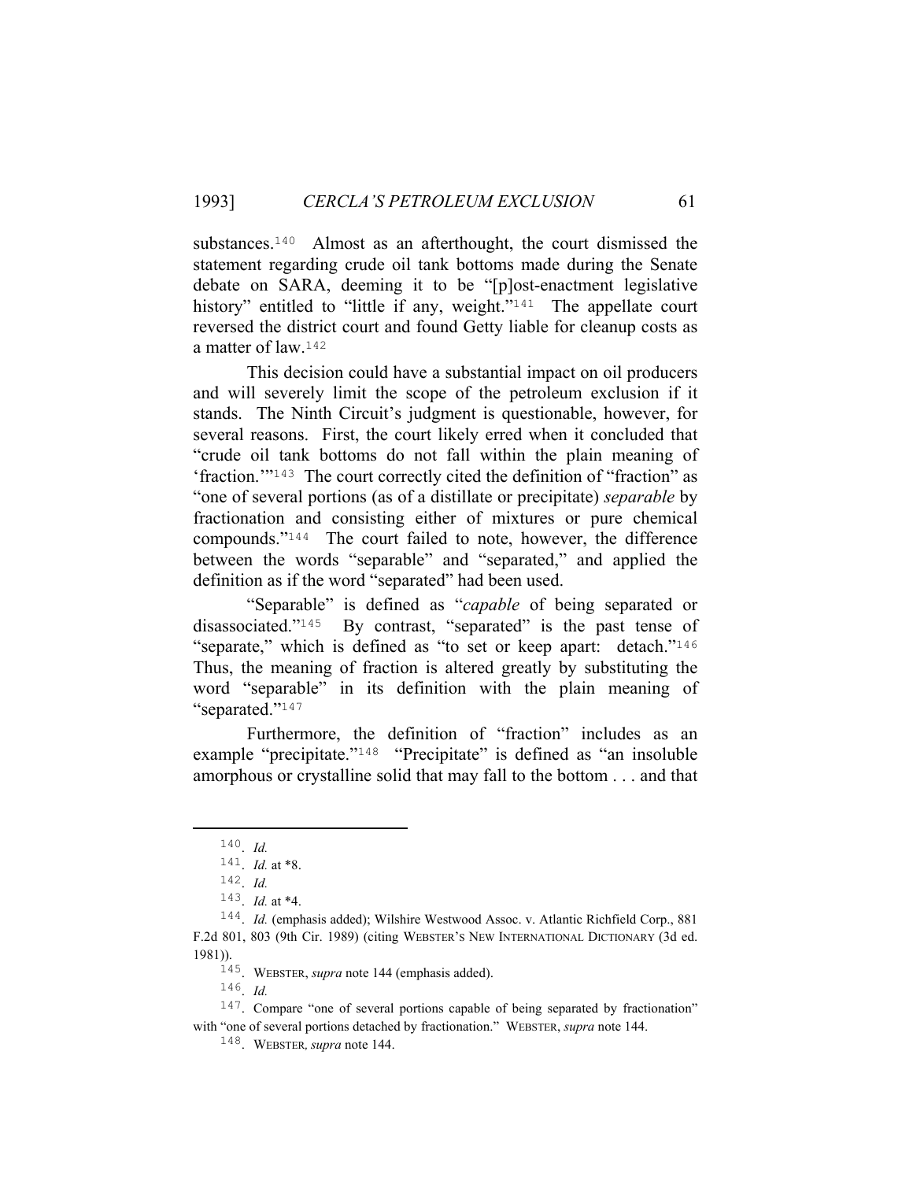substances.[140] Almost as an afterthought, the court dismissed the statement regarding crude oil tank bottoms made during the Senate debate on SARA, deeming it to be "[p]ost-enactment legislative history" entitled to "little if any, weight."[141] The appellate court reversed the district court and found Getty liable for cleanup costs as a matter of law.[142]

This decision could have a substantial impact on oil producers and will severely limit the scope of the petroleum exclusion if it stands. The Ninth Circuit's judgment is questionable, however, for several reasons. First, the court likely erred when it concluded that "crude oil tank bottoms do not fall within the plain meaning of 'fraction.'"[143] The court correctly cited the definition of "fraction" as "one of several portions (as of a distillate or precipitate) *separable* by fractionation and consisting either of mixtures or pure chemical compounds."[144] The court failed to note, however, the difference between the words "separable" and "separated," and applied the definition as if the word "separated" had been used.

"Separable" is defined as "*capable* of being separated or disassociated."[145] By contrast, "separated" is the past tense of "separate," which is defined as "to set or keep apart: detach."[146] Thus, the meaning of fraction is altered greatly by substituting the word "separable" in its definition with the plain meaning of "separated."[147]

Furthermore, the definition of "fraction" includes as an example "precipitate."[148] "Precipitate" is defined as "an insoluble amorphous or crystalline solid that may fall to the bottom . . . and that

---

140. *Id.*

141. *Id.* at *8.

142. *Id.*

143. *Id.* at *4.

144. *Id.* (emphasis added); Wilshire Westwood Assoc. v. Atlantic Richfield Corp., 881 F.2d 801, 803 (9th Cir. 1989) (citing WEBSTER'S NEW INTERNATIONAL DICTIONARY (3d ed. 1981)).

145. WEBSTER, *supra* note 144 (emphasis added).

146. *Id.*

147. Compare "one of several portions capable of being separated by fractionation" with "one of several portions detached by fractionation." WEBSTER, *supra* note 144.

148. WEBSTER, *supra* note 144.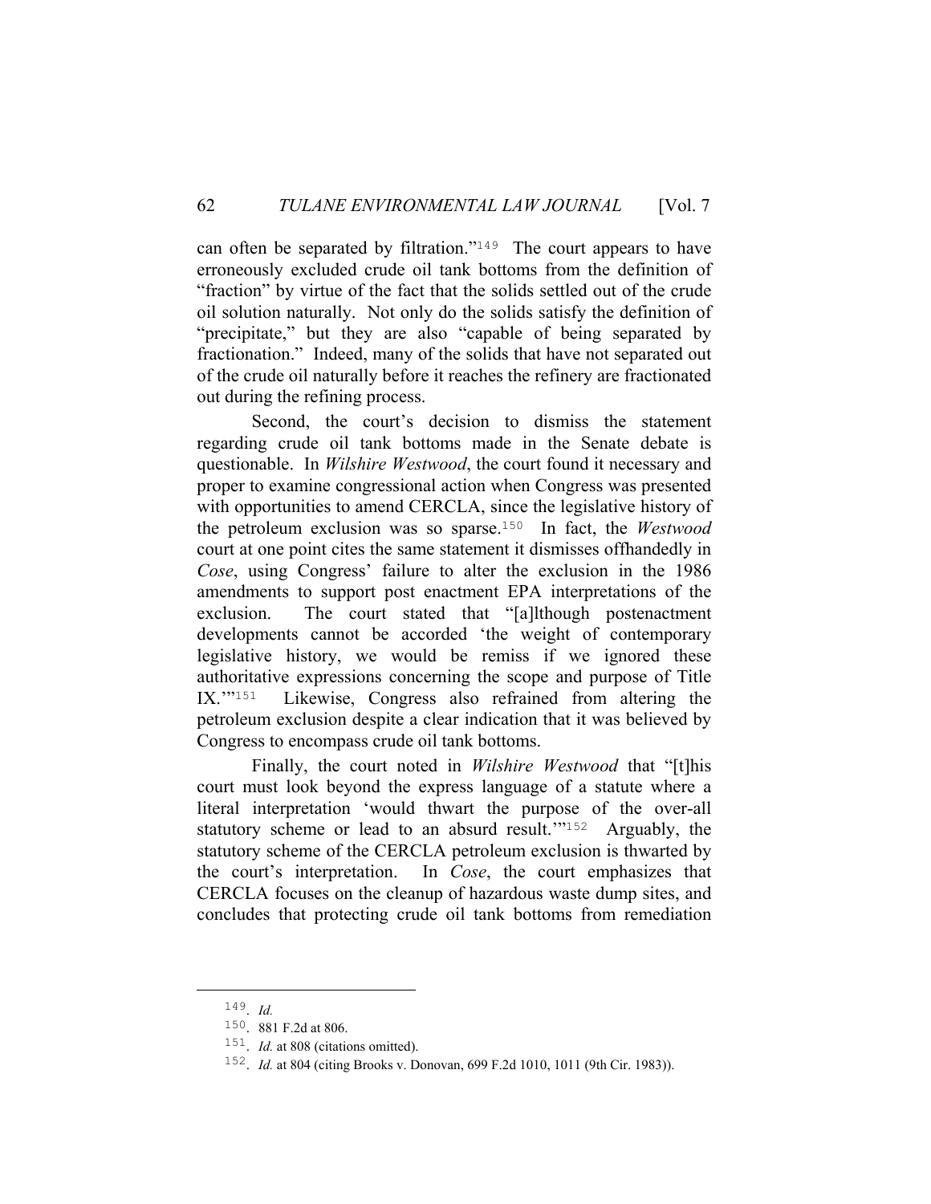can often be separated by filtration."[149] The court appears to have erroneously excluded crude oil tank bottoms from the definition of "fraction" by virtue of the fact that the solids settled out of the crude oil solution naturally. Not only do the solids satisfy the definition of "precipitate," but they are also "capable of being separated by fractionation." Indeed, many of the solids that have not separated out of the crude oil naturally before it reaches the refinery are fractionated out during the refining process.

Second, the court's decision to dismiss the statement regarding crude oil tank bottoms made in the Senate debate is questionable. In *Wilshire Westwood*, the court found it necessary and proper to examine congressional action when Congress was presented with opportunities to amend CERCLA, since the legislative history of the petroleum exclusion was so sparse.[150] In fact, the *Westwood* court at one point cites the same statement it dismisses offhandedly in *Cose*, using Congress' failure to alter the exclusion in the 1986 amendments to support post enactment EPA interpretations of the exclusion. The court stated that "[a]lthough postenactment developments cannot be accorded 'the weight of contemporary legislative history, we would be remiss if we ignored these authoritative expressions concerning the scope and purpose of Title IX.'"[151] Likewise, Congress also refrained from altering the petroleum exclusion despite a clear indication that it was believed by Congress to encompass crude oil tank bottoms.

Finally, the court noted in *Wilshire Westwood* that "[t]his court must look beyond the express language of a statute where a literal interpretation 'would thwart the purpose of the over-all statutory scheme or lead to an absurd result.'"[152] Arguably, the statutory scheme of the CERCLA petroleum exclusion is thwarted by the court's interpretation. In *Cose*, the court emphasizes that CERCLA focuses on the cleanup of hazardous waste dump sites, and concludes that protecting crude oil tank bottoms from remediation

---

149. *Id.*

150. 881 F.2d at 806.

151. *Id.* at 808 (citations omitted).

152. *Id.* at 804 (citing Brooks v. Donovan, 699 F.2d 1010, 1011 (9th Cir. 1983)).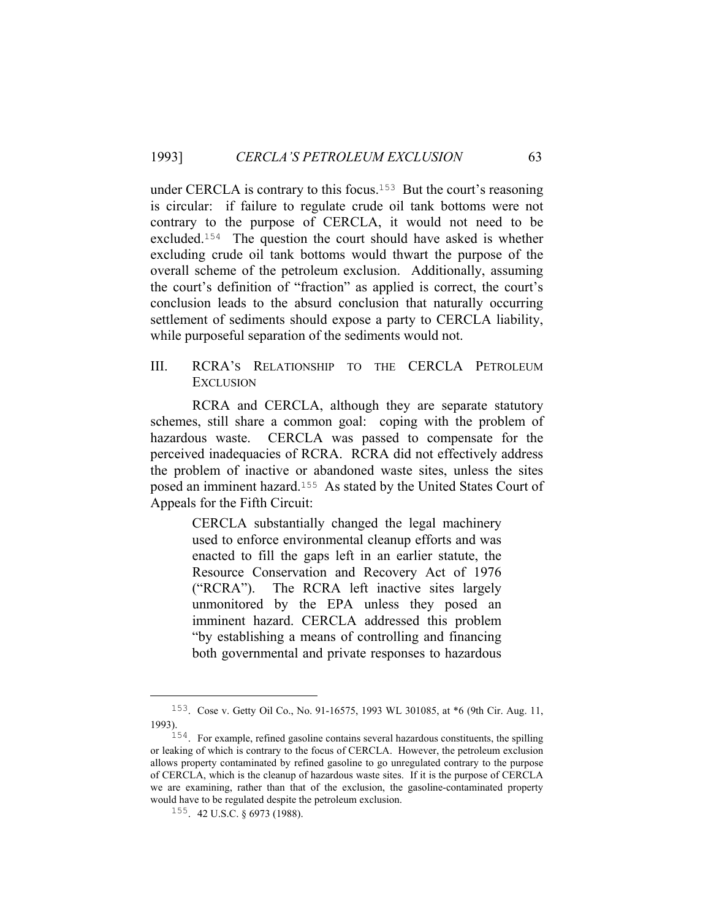under CERCLA is contrary to this focus.[153] But the court's reasoning is circular: if failure to regulate crude oil tank bottoms were not contrary to the purpose of CERCLA, it would not need to be excluded.[154] The question the court should have asked is whether excluding crude oil tank bottoms would thwart the purpose of the overall scheme of the petroleum exclusion. Additionally, assuming the court's definition of "fraction" as applied is correct, the court's conclusion leads to the absurd conclusion that naturally occurring settlement of sediments should expose a party to CERCLA liability, while purposeful separation of the sediments would not.

## III. RCRA's Relationship to the CERCLA Petroleum Exclusion

RCRA and CERCLA, although they are separate statutory schemes, still share a common goal: coping with the problem of hazardous waste. CERCLA was passed to compensate for the perceived inadequacies of RCRA. RCRA did not effectively address the problem of inactive or abandoned waste sites, unless the sites posed an imminent hazard.[155] As stated by the United States Court of Appeals for the Fifth Circuit:

> CERCLA substantially changed the legal machinery used to enforce environmental cleanup efforts and was enacted to fill the gaps left in an earlier statute, the Resource Conservation and Recovery Act of 1976 ("RCRA"). The RCRA left inactive sites largely unmonitored by the EPA unless they posed an imminent hazard. CERCLA addressed this problem "by establishing a means of controlling and financing both governmental and private responses to hazardous

---

153. Cose v. Getty Oil Co., No. 91-16575, 1993 WL 301085, at *6 (9th Cir. Aug. 11, 1993).

154. For example, refined gasoline contains several hazardous constituents, the spilling or leaking of which is contrary to the focus of CERCLA. However, the petroleum exclusion allows property contaminated by refined gasoline to go unregulated contrary to the purpose of CERCLA, which is the cleanup of hazardous waste sites. If it is the purpose of CERCLA we are examining, rather than that of the exclusion, the gasoline-contaminated property would have to be regulated despite the petroleum exclusion.

155. 42 U.S.C. § 6973 (1988).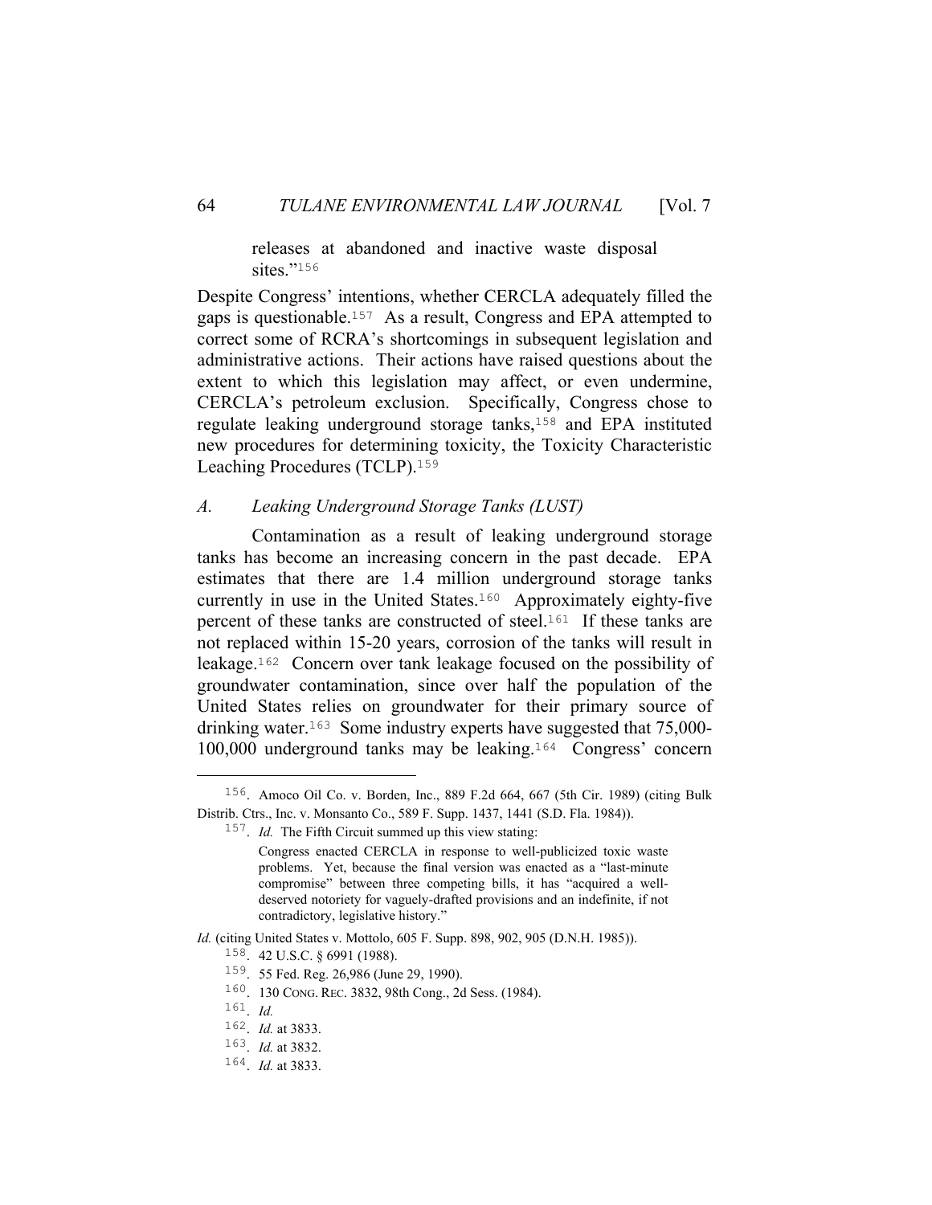> releases at abandoned and inactive waste disposal sites."[156]

Despite Congress' intentions, whether CERCLA adequately filled the gaps is questionable.[157] As a result, Congress and EPA attempted to correct some of RCRA's shortcomings in subsequent legislation and administrative actions. Their actions have raised questions about the extent to which this legislation may affect, or even undermine, CERCLA's petroleum exclusion. Specifically, Congress chose to regulate leaking underground storage tanks,[158] and EPA instituted new procedures for determining toxicity, the Toxicity Characteristic Leaching Procedures (TCLP).[159]

### *A. Leaking Underground Storage Tanks (LUST)*

Contamination as a result of leaking underground storage tanks has become an increasing concern in the past decade. EPA estimates that there are 1.4 million underground storage tanks currently in use in the United States.[160] Approximately eighty-five percent of these tanks are constructed of steel.[161] If these tanks are not replaced within 15-20 years, corrosion of the tanks will result in leakage.[162] Concern over tank leakage focused on the possibility of groundwater contamination, since over half the population of the United States relies on groundwater for their primary source of drinking water.[163] Some industry experts have suggested that 75,000-100,000 underground tanks may be leaking.[164] Congress' concern

---

156. Amoco Oil Co. v. Borden, Inc., 889 F.2d 664, 667 (5th Cir. 1989) (citing Bulk Distrib. Ctrs., Inc. v. Monsanto Co., 589 F. Supp. 1437, 1441 (S.D. Fla. 1984)).

157. *Id.* The Fifth Circuit summed up this view stating:

> Congress enacted CERCLA in response to well-publicized toxic waste problems. Yet, because the final version was enacted as a "last-minute compromise" between three competing bills, it has "acquired a well-deserved notoriety for vaguely-drafted provisions and an indefinite, if not contradictory, legislative history."

*Id.* (citing United States v. Mottolo, 605 F. Supp. 898, 902, 905 (D.N.H. 1985)).

158. 42 U.S.C. § 6991 (1988).

159. 55 Fed. Reg. 26,986 (June 29, 1990).

160. 130 CONG. REC. 3832, 98th Cong., 2d Sess. (1984).

161. *Id.*

162. *Id.* at 3833.

163. *Id.* at 3832.

164. *Id.* at 3833.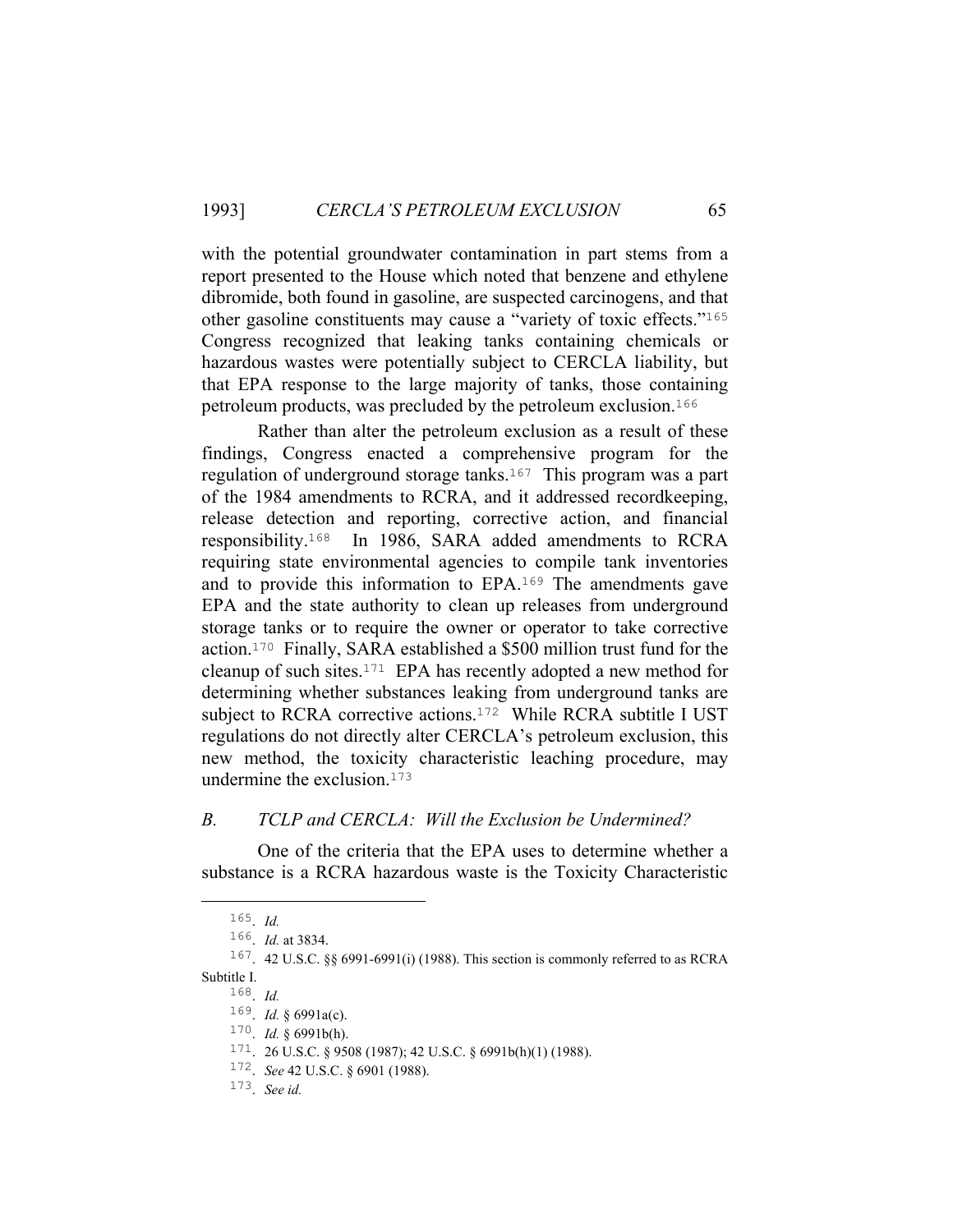with the potential groundwater contamination in part stems from a report presented to the House which noted that benzene and ethylene dibromide, both found in gasoline, are suspected carcinogens, and that other gasoline constituents may cause a "variety of toxic effects."[165] Congress recognized that leaking tanks containing chemicals or hazardous wastes were potentially subject to CERCLA liability, but that EPA response to the large majority of tanks, those containing petroleum products, was precluded by the petroleum exclusion.[166]

Rather than alter the petroleum exclusion as a result of these findings, Congress enacted a comprehensive program for the regulation of underground storage tanks.[167] This program was a part of the 1984 amendments to RCRA, and it addressed recordkeeping, release detection and reporting, corrective action, and financial responsibility.[168] In 1986, SARA added amendments to RCRA requiring state environmental agencies to compile tank inventories and to provide this information to EPA.[169] The amendments gave EPA and the state authority to clean up releases from underground storage tanks or to require the owner or operator to take corrective action.[170] Finally, SARA established a $500 million trust fund for the cleanup of such sites.[171] EPA has recently adopted a new method for determining whether substances leaking from underground tanks are subject to RCRA corrective actions.[172] While RCRA subtitle I UST regulations do not directly alter CERCLA's petroleum exclusion, this new method, the toxicity characteristic leaching procedure, may undermine the exclusion.[173]

### *B. TCLP and CERCLA: Will the Exclusion be Undermined?*

One of the criteria that the EPA uses to determine whether a substance is a RCRA hazardous waste is the Toxicity Characteristic

---

165. *Id.*

166. *Id.* at 3834.

167. 42 U.S.C. §§ 6991-6991(i) (1988). This section is commonly referred to as RCRA Subtitle I.

168. *Id.*

169. *Id.* § 6991a(c).

170. *Id.* § 6991b(h).

171. 26 U.S.C. § 9508 (1987); 42 U.S.C. § 6991b(h)(1) (1988).

172. *See* 42 U.S.C. § 6901 (1988).

173. *See id.*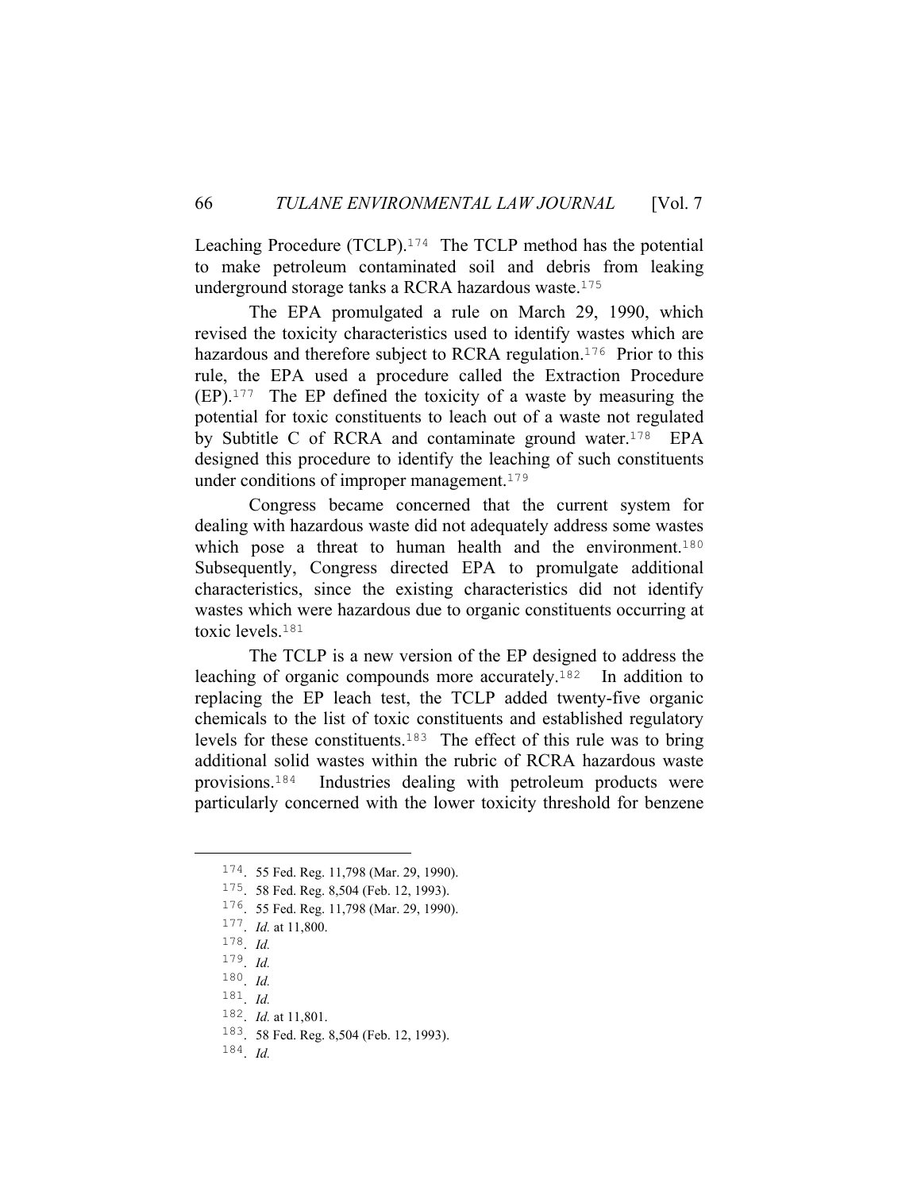Leaching Procedure (TCLP).[174] The TCLP method has the potential to make petroleum contaminated soil and debris from leaking underground storage tanks a RCRA hazardous waste.[175]

The EPA promulgated a rule on March 29, 1990, which revised the toxicity characteristics used to identify wastes which are hazardous and therefore subject to RCRA regulation.[176] Prior to this rule, the EPA used a procedure called the Extraction Procedure (EP).[177] The EP defined the toxicity of a waste by measuring the potential for toxic constituents to leach out of a waste not regulated by Subtitle C of RCRA and contaminate ground water.[178] EPA designed this procedure to identify the leaching of such constituents under conditions of improper management.[179]

Congress became concerned that the current system for dealing with hazardous waste did not adequately address some wastes which pose a threat to human health and the environment.[180] Subsequently, Congress directed EPA to promulgate additional characteristics, since the existing characteristics did not identify wastes which were hazardous due to organic constituents occurring at toxic levels.[181]

The TCLP is a new version of the EP designed to address the leaching of organic compounds more accurately.[182] In addition to replacing the EP leach test, the TCLP added twenty-five organic chemicals to the list of toxic constituents and established regulatory levels for these constituents.[183] The effect of this rule was to bring additional solid wastes within the rubric of RCRA hazardous waste provisions.[184] Industries dealing with petroleum products were particularly concerned with the lower toxicity threshold for benzene

---

174. 55 Fed. Reg. 11,798 (Mar. 29, 1990).
175. 58 Fed. Reg. 8,504 (Feb. 12, 1993).
176. 55 Fed. Reg. 11,798 (Mar. 29, 1990).
177. *Id.* at 11,800.
178. *Id.*
179. *Id.*
180. *Id.*
181. *Id.*
182. *Id.* at 11,801.
183. 58 Fed. Reg. 8,504 (Feb. 12, 1993).
184. *Id.*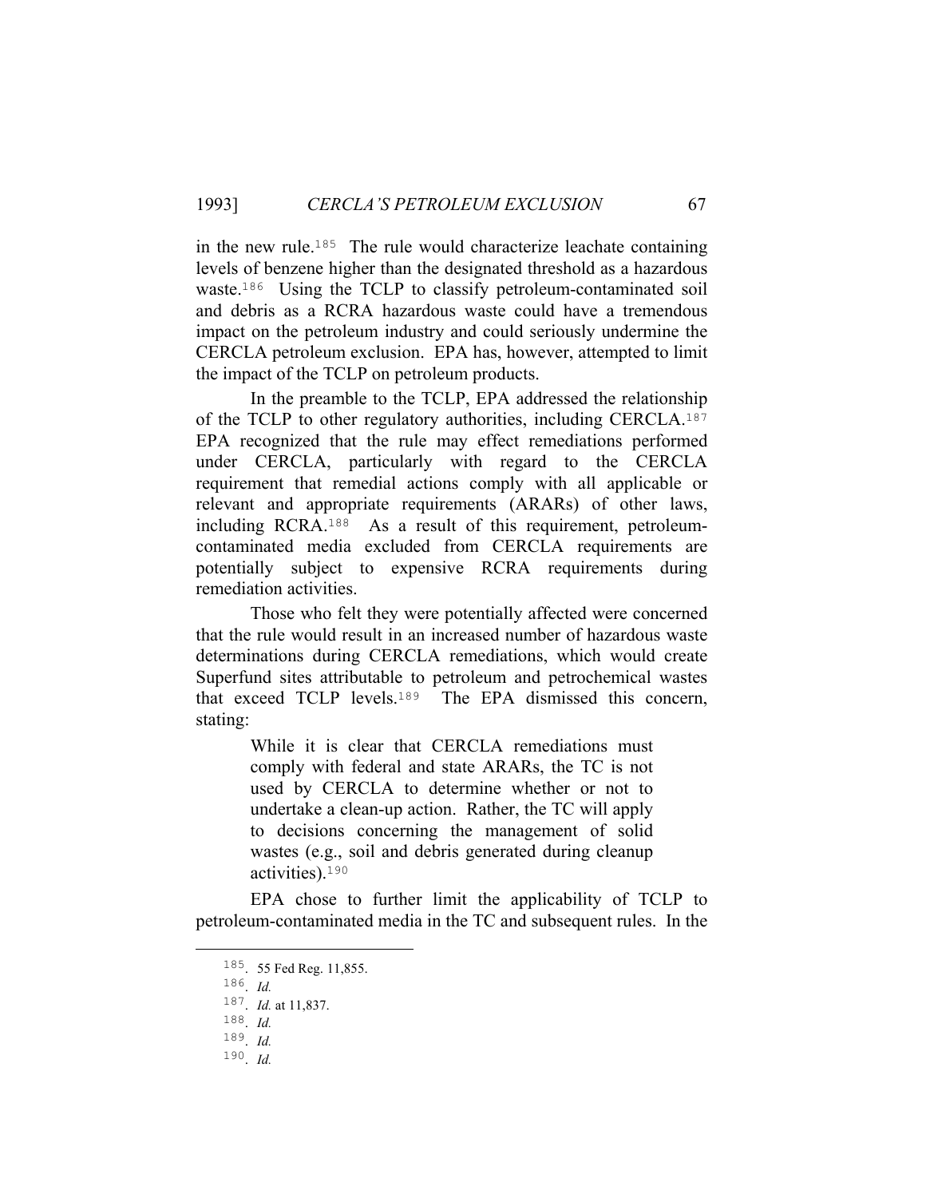in the new rule.[185] The rule would characterize leachate containing levels of benzene higher than the designated threshold as a hazardous waste.[186] Using the TCLP to classify petroleum-contaminated soil and debris as a RCRA hazardous waste could have a tremendous impact on the petroleum industry and could seriously undermine the CERCLA petroleum exclusion. EPA has, however, attempted to limit the impact of the TCLP on petroleum products.

In the preamble to the TCLP, EPA addressed the relationship of the TCLP to other regulatory authorities, including CERCLA.[187] EPA recognized that the rule may effect remediations performed under CERCLA, particularly with regard to the CERCLA requirement that remedial actions comply with all applicable or relevant and appropriate requirements (ARARs) of other laws, including RCRA.[188] As a result of this requirement, petroleum-contaminated media excluded from CERCLA requirements are potentially subject to expensive RCRA requirements during remediation activities.

Those who felt they were potentially affected were concerned that the rule would result in an increased number of hazardous waste determinations during CERCLA remediations, which would create Superfund sites attributable to petroleum and petrochemical wastes that exceed TCLP levels.[189] The EPA dismissed this concern, stating:

> While it is clear that CERCLA remediations must comply with federal and state ARARs, the TC is not used by CERCLA to determine whether or not to undertake a clean-up action. Rather, the TC will apply to decisions concerning the management of solid wastes (e.g., soil and debris generated during cleanup activities).[190]

EPA chose to further limit the applicability of TCLP to petroleum-contaminated media in the TC and subsequent rules. In the

---

[185]. 55 Fed Reg. 11,855.

[186]. *Id.*

[187]. *Id.* at 11,837.

[188]. *Id.*

[189]. *Id.*

[190]. *Id.*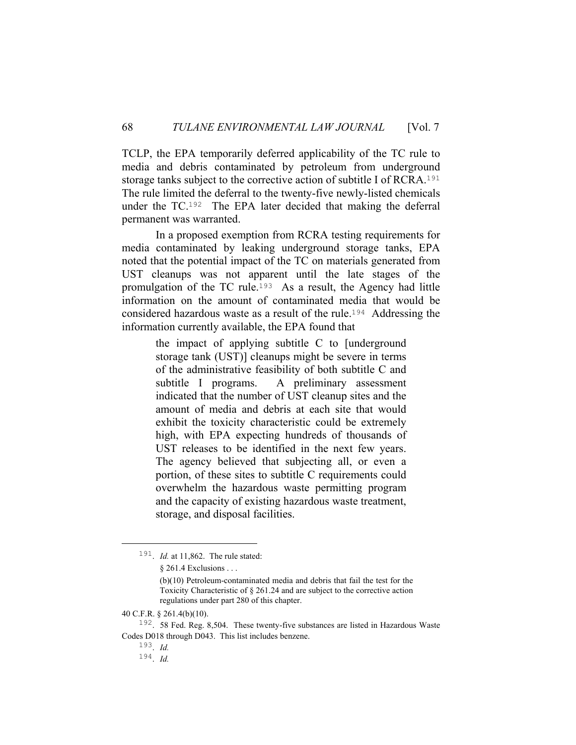TCLP, the EPA temporarily deferred applicability of the TC rule to media and debris contaminated by petroleum from underground storage tanks subject to the corrective action of subtitle I of RCRA.[191] The rule limited the deferral to the twenty-five newly-listed chemicals under the TC.[192] The EPA later decided that making the deferral permanent was warranted.

In a proposed exemption from RCRA testing requirements for media contaminated by leaking underground storage tanks, EPA noted that the potential impact of the TC on materials generated from UST cleanups was not apparent until the late stages of the promulgation of the TC rule.[193] As a result, the Agency had little information on the amount of contaminated media that would be considered hazardous waste as a result of the rule.[194] Addressing the information currently available, the EPA found that

> the impact of applying subtitle C to [underground storage tank (UST)] cleanups might be severe in terms of the administrative feasibility of both subtitle C and subtitle I programs. A preliminary assessment indicated that the number of UST cleanup sites and the amount of media and debris at each site that would exhibit the toxicity characteristic could be extremely high, with EPA expecting hundreds of thousands of UST releases to be identified in the next few years. The agency believed that subjecting all, or even a portion, of these sites to subtitle C requirements could overwhelm the hazardous waste permitting program and the capacity of existing hazardous waste treatment, storage, and disposal facilities.

---

[191]. *Id.* at 11,862. The rule stated:

> § 261.4 Exclusions . . .
>
> (b)(10) Petroleum-contaminated media and debris that fail the test for the Toxicity Characteristic of § 261.24 and are subject to the corrective action regulations under part 280 of this chapter.

40 C.F.R. § 261.4(b)(10).

[192]. 58 Fed. Reg. 8,504. These twenty-five substances are listed in Hazardous Waste Codes D018 through D043. This list includes benzene.

[193]. *Id.*

[194]. *Id.*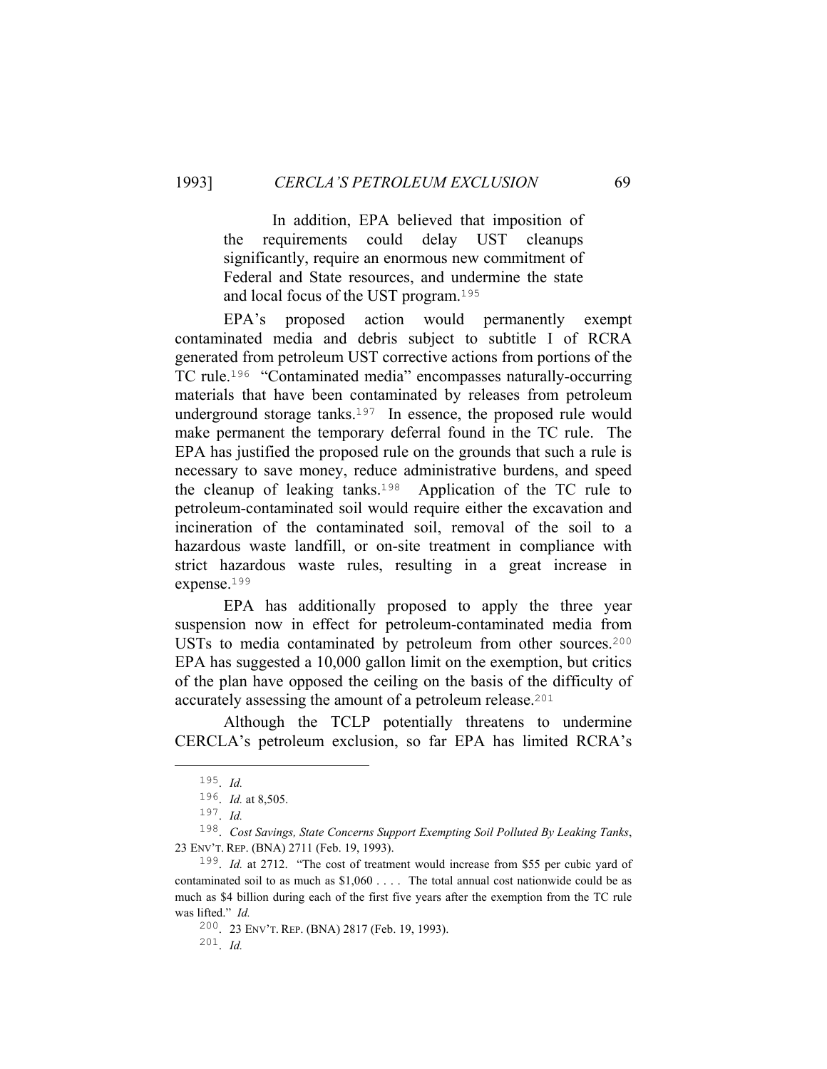> In addition, EPA believed that imposition of the requirements could delay UST cleanups significantly, require an enormous new commitment of Federal and State resources, and undermine the state and local focus of the UST program.[195]

EPA's proposed action would permanently exempt contaminated media and debris subject to subtitle I of RCRA generated from petroleum UST corrective actions from portions of the TC rule.[196] "Contaminated media" encompasses naturally-occurring materials that have been contaminated by releases from petroleum underground storage tanks.[197] In essence, the proposed rule would make permanent the temporary deferral found in the TC rule. The EPA has justified the proposed rule on the grounds that such a rule is necessary to save money, reduce administrative burdens, and speed the cleanup of leaking tanks.[198] Application of the TC rule to petroleum-contaminated soil would require either the excavation and incineration of the contaminated soil, removal of the soil to a hazardous waste landfill, or on-site treatment in compliance with strict hazardous waste rules, resulting in a great increase in expense.[199]

EPA has additionally proposed to apply the three year suspension now in effect for petroleum-contaminated media from USTs to media contaminated by petroleum from other sources.[200] EPA has suggested a 10,000 gallon limit on the exemption, but critics of the plan have opposed the ceiling on the basis of the difficulty of accurately assessing the amount of a petroleum release.[201]

Although the TCLP potentially threatens to undermine CERCLA's petroleum exclusion, so far EPA has limited RCRA's

---

195. *Id.*

196. *Id.* at 8,505.

197. *Id.*

198. *Cost Savings, State Concerns Support Exempting Soil Polluted By Leaking Tanks*, 23 ENV'T. REP. (BNA) 2711 (Feb. 19, 1993).

199. *Id.* at 2712. "The cost of treatment would increase from $55 per cubic yard of contaminated soil to as much as $1,060 . . . . The total annual cost nationwide could be as much as $4 billion during each of the first five years after the exemption from the TC rule was lifted." *Id.*

200. 23 ENV'T. REP. (BNA) 2817 (Feb. 19, 1993).

201. *Id.*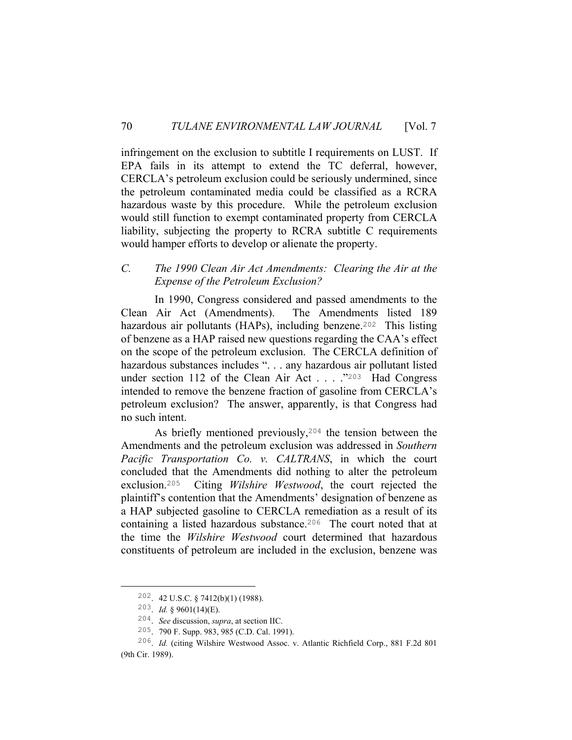infringement on the exclusion to subtitle I requirements on LUST. If EPA fails in its attempt to extend the TC deferral, however, CERCLA's petroleum exclusion could be seriously undermined, since the petroleum contaminated media could be classified as a RCRA hazardous waste by this procedure. While the petroleum exclusion would still function to exempt contaminated property from CERCLA liability, subjecting the property to RCRA subtitle C requirements would hamper efforts to develop or alienate the property.

### *C. The 1990 Clean Air Act Amendments: Clearing the Air at the Expense of the Petroleum Exclusion?*

In 1990, Congress considered and passed amendments to the Clean Air Act (Amendments). The Amendments listed 189 hazardous air pollutants (HAPs), including benzene.[202] This listing of benzene as a HAP raised new questions regarding the CAA's effect on the scope of the petroleum exclusion. The CERCLA definition of hazardous substances includes ". . . any hazardous air pollutant listed under section 112 of the Clean Air Act . . . ."[203] Had Congress intended to remove the benzene fraction of gasoline from CERCLA's petroleum exclusion? The answer, apparently, is that Congress had no such intent.

As briefly mentioned previously,[204] the tension between the Amendments and the petroleum exclusion was addressed in *Southern Pacific Transportation Co. v. CALTRANS*, in which the court concluded that the Amendments did nothing to alter the petroleum exclusion.[205] Citing *Wilshire Westwood*, the court rejected the plaintiff's contention that the Amendments' designation of benzene as a HAP subjected gasoline to CERCLA remediation as a result of its containing a listed hazardous substance.[206] The court noted that at the time the *Wilshire Westwood* court determined that hazardous constituents of petroleum are included in the exclusion, benzene was

---

202. 42 U.S.C. § 7412(b)(1) (1988).

203. *Id.* § 9601(14)(E).

204. *See* discussion, *supra*, at section IIC.

205. 790 F. Supp. 983, 985 (C.D. Cal. 1991).

206. *Id.* (citing Wilshire Westwood Assoc. v. Atlantic Richfield Corp., 881 F.2d 801 (9th Cir. 1989).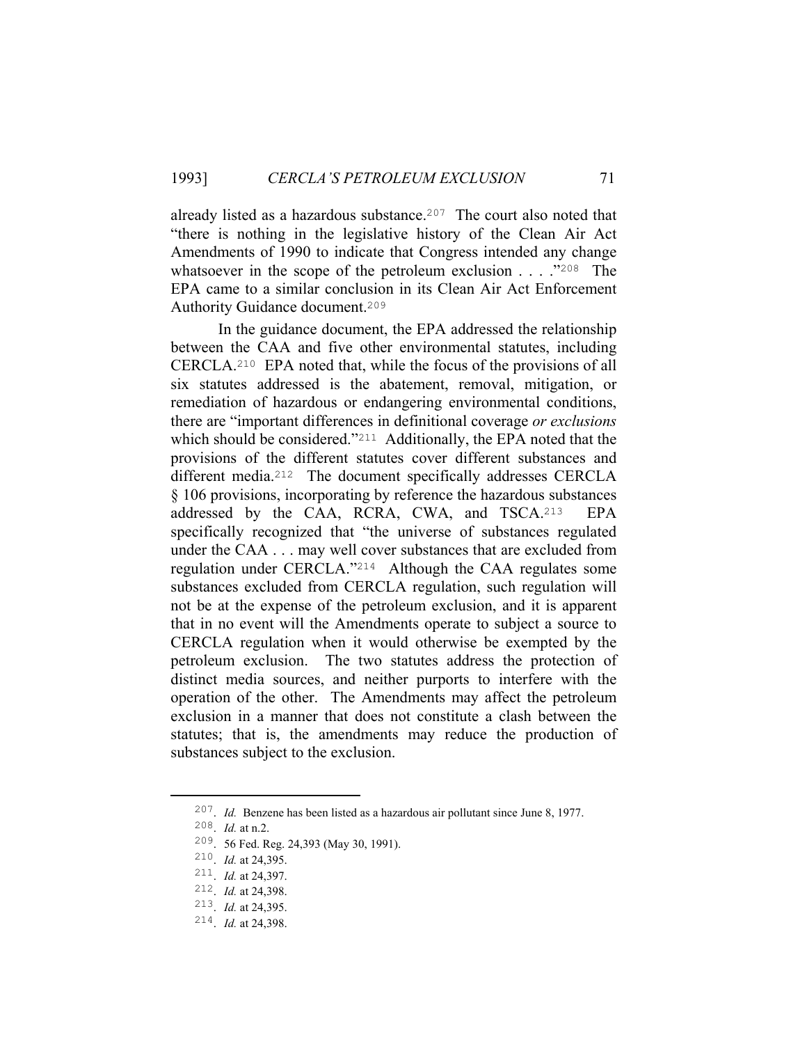already listed as a hazardous substance.[207] The court also noted that "there is nothing in the legislative history of the Clean Air Act Amendments of 1990 to indicate that Congress intended any change whatsoever in the scope of the petroleum exclusion . . . ."[208] The EPA came to a similar conclusion in its Clean Air Act Enforcement Authority Guidance document.[209]

In the guidance document, the EPA addressed the relationship between the CAA and five other environmental statutes, including CERCLA.[210] EPA noted that, while the focus of the provisions of all six statutes addressed is the abatement, removal, mitigation, or remediation of hazardous or endangering environmental conditions, there are "important differences in definitional coverage *or exclusions* which should be considered."[211] Additionally, the EPA noted that the provisions of the different statutes cover different substances and different media.[212] The document specifically addresses CERCLA § 106 provisions, incorporating by reference the hazardous substances addressed by the CAA, RCRA, CWA, and TSCA.[213] EPA specifically recognized that "the universe of substances regulated under the CAA . . . may well cover substances that are excluded from regulation under CERCLA."[214] Although the CAA regulates some substances excluded from CERCLA regulation, such regulation will not be at the expense of the petroleum exclusion, and it is apparent that in no event will the Amendments operate to subject a source to CERCLA regulation when it would otherwise be exempted by the petroleum exclusion. The two statutes address the protection of distinct media sources, and neither purports to interfere with the operation of the other. The Amendments may affect the petroleum exclusion in a manner that does not constitute a clash between the statutes; that is, the amendments may reduce the production of substances subject to the exclusion.

---

207. *Id.* Benzene has been listed as a hazardous air pollutant since June 8, 1977.

208. *Id.* at n.2.

209. 56 Fed. Reg. 24,393 (May 30, 1991).

210. *Id.* at 24,395.

211. *Id.* at 24,397.

212. *Id.* at 24,398.

213. *Id.* at 24,395.

214. *Id.* at 24,398.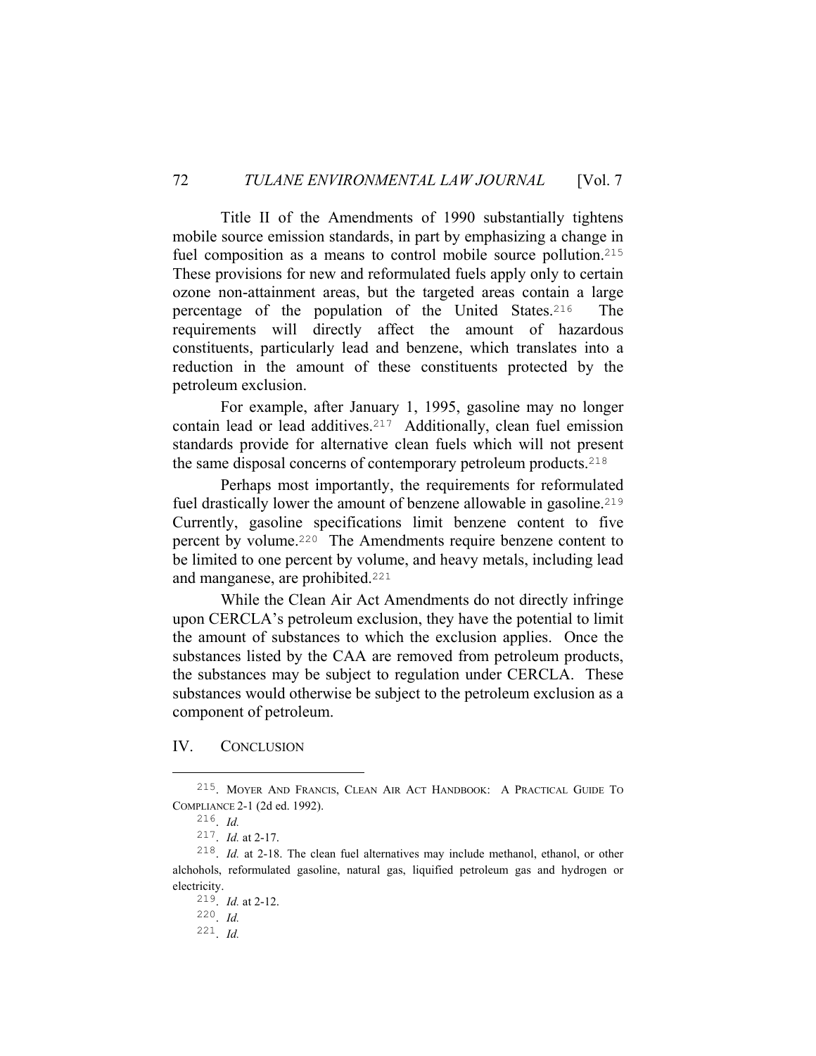Title II of the Amendments of 1990 substantially tightens mobile source emission standards, in part by emphasizing a change in fuel composition as a means to control mobile source pollution.[215] These provisions for new and reformulated fuels apply only to certain ozone non-attainment areas, but the targeted areas contain a large percentage of the population of the United States.[216] The requirements will directly affect the amount of hazardous constituents, particularly lead and benzene, which translates into a reduction in the amount of these constituents protected by the petroleum exclusion.

For example, after January 1, 1995, gasoline may no longer contain lead or lead additives.[217] Additionally, clean fuel emission standards provide for alternative clean fuels which will not present the same disposal concerns of contemporary petroleum products.[218]

Perhaps most importantly, the requirements for reformulated fuel drastically lower the amount of benzene allowable in gasoline.[219] Currently, gasoline specifications limit benzene content to five percent by volume.[220] The Amendments require benzene content to be limited to one percent by volume, and heavy metals, including lead and manganese, are prohibited.[221]

While the Clean Air Act Amendments do not directly infringe upon CERCLA's petroleum exclusion, they have the potential to limit the amount of substances to which the exclusion applies. Once the substances listed by the CAA are removed from petroleum products, the substances may be subject to regulation under CERCLA. These substances would otherwise be subject to the petroleum exclusion as a component of petroleum.

## IV. Conclusion

---

215. Moyer and Francis, Clean Air Act Handbook: A Practical Guide to Compliance 2-1 (2d ed. 1992).

216. *Id.*

217. *Id.* at 2-17.

218. *Id.* at 2-18. The clean fuel alternatives may include methanol, ethanol, or other alchohols, reformulated gasoline, natural gas, liquified petroleum gas and hydrogen or electricity.

219. *Id.* at 2-12.

220. *Id.*

221. *Id.*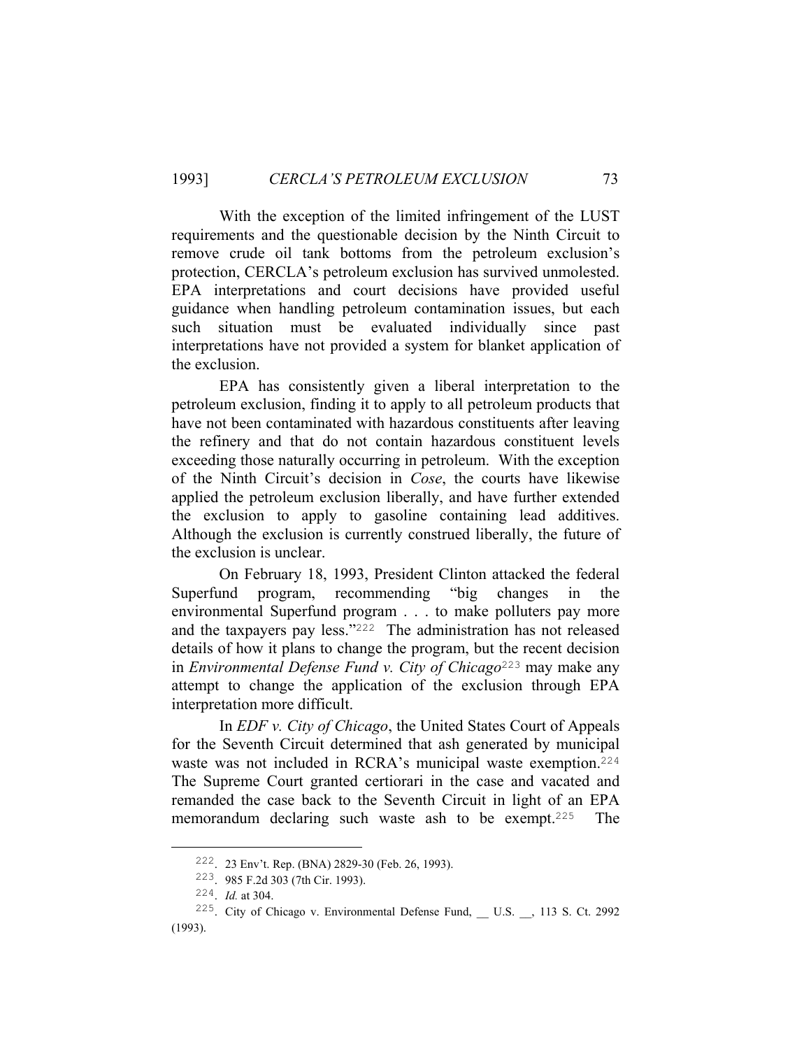With the exception of the limited infringement of the LUST requirements and the questionable decision by the Ninth Circuit to remove crude oil tank bottoms from the petroleum exclusion's protection, CERCLA's petroleum exclusion has survived unmolested. EPA interpretations and court decisions have provided useful guidance when handling petroleum contamination issues, but each such situation must be evaluated individually since past interpretations have not provided a system for blanket application of the exclusion.

EPA has consistently given a liberal interpretation to the petroleum exclusion, finding it to apply to all petroleum products that have not been contaminated with hazardous constituents after leaving the refinery and that do not contain hazardous constituent levels exceeding those naturally occurring in petroleum. With the exception of the Ninth Circuit's decision in *Cose*, the courts have likewise applied the petroleum exclusion liberally, and have further extended the exclusion to apply to gasoline containing lead additives. Although the exclusion is currently construed liberally, the future of the exclusion is unclear.

On February 18, 1993, President Clinton attacked the federal Superfund program, recommending "big changes in the environmental Superfund program . . . to make polluters pay more and the taxpayers pay less."[222] The administration has not released details of how it plans to change the program, but the recent decision in *Environmental Defense Fund v. City of Chicago*[223] may make any attempt to change the application of the exclusion through EPA interpretation more difficult.

In *EDF v. City of Chicago*, the United States Court of Appeals for the Seventh Circuit determined that ash generated by municipal waste was not included in RCRA's municipal waste exemption.[224] The Supreme Court granted certiorari in the case and vacated and remanded the case back to the Seventh Circuit in light of an EPA memorandum declaring such waste ash to be exempt.[225] The

---

222. 23 Env't. Rep. (BNA) 2829-30 (Feb. 26, 1993).

223. 985 F.2d 303 (7th Cir. 1993).

224. *Id.* at 304.

225. City of Chicago v. Environmental Defense Fund, __ U.S. __, 113 S. Ct. 2992 (1993).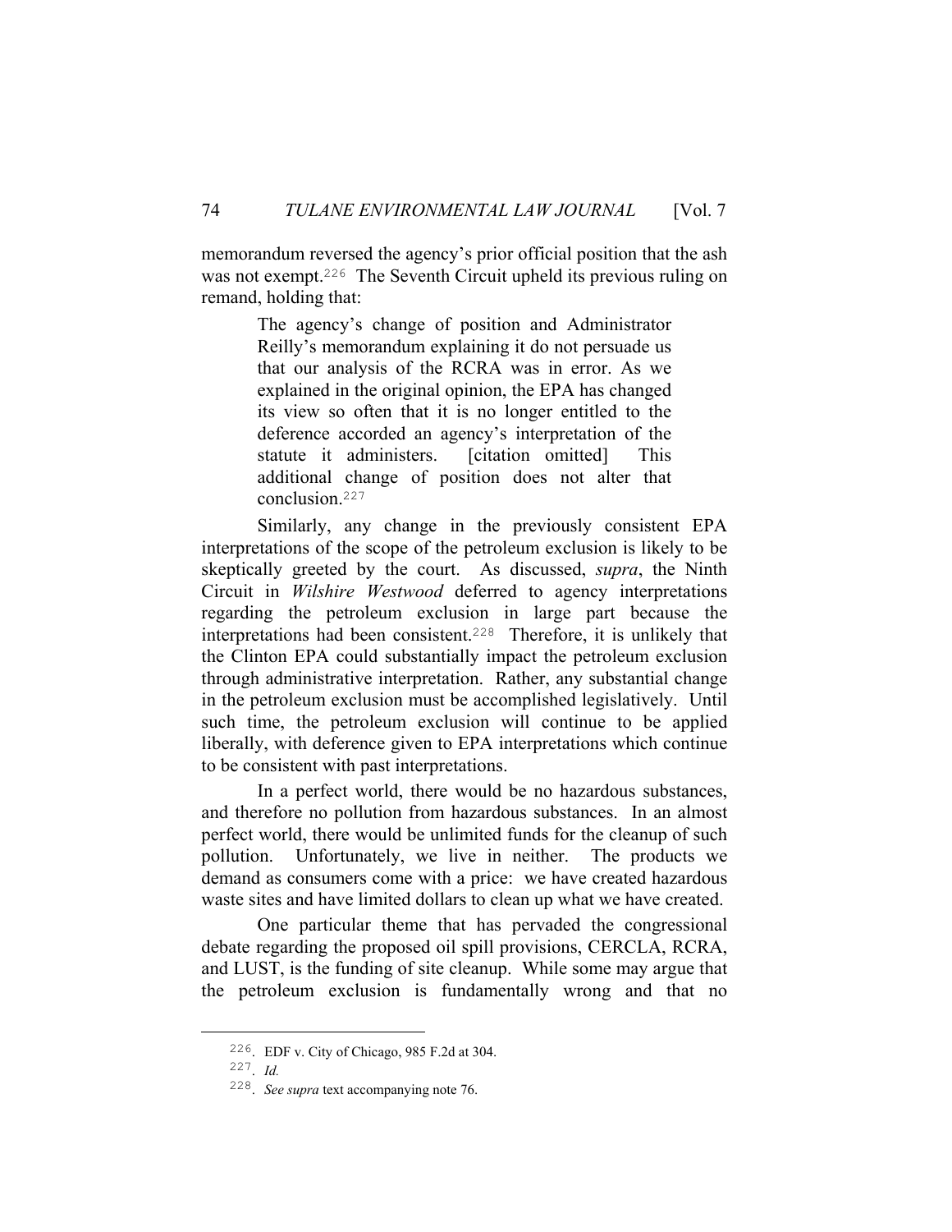memorandum reversed the agency's prior official position that the ash was not exempt.[226] The Seventh Circuit upheld its previous ruling on remand, holding that:

> The agency's change of position and Administrator Reilly's memorandum explaining it do not persuade us that our analysis of the RCRA was in error. As we explained in the original opinion, the EPA has changed its view so often that it is no longer entitled to the deference accorded an agency's interpretation of the statute it administers. [citation omitted] This additional change of position does not alter that conclusion.[227]

Similarly, any change in the previously consistent EPA interpretations of the scope of the petroleum exclusion is likely to be skeptically greeted by the court. As discussed, *supra*, the Ninth Circuit in *Wilshire Westwood* deferred to agency interpretations regarding the petroleum exclusion in large part because the interpretations had been consistent.[228] Therefore, it is unlikely that the Clinton EPA could substantially impact the petroleum exclusion through administrative interpretation. Rather, any substantial change in the petroleum exclusion must be accomplished legislatively. Until such time, the petroleum exclusion will continue to be applied liberally, with deference given to EPA interpretations which continue to be consistent with past interpretations.

In a perfect world, there would be no hazardous substances, and therefore no pollution from hazardous substances. In an almost perfect world, there would be unlimited funds for the cleanup of such pollution. Unfortunately, we live in neither. The products we demand as consumers come with a price: we have created hazardous waste sites and have limited dollars to clean up what we have created.

One particular theme that has pervaded the congressional debate regarding the proposed oil spill provisions, CERCLA, RCRA, and LUST, is the funding of site cleanup. While some may argue that the petroleum exclusion is fundamentally wrong and that no

---

226. EDF v. City of Chicago, 985 F.2d at 304.

227. *Id.*

228. *See supra* text accompanying note 76.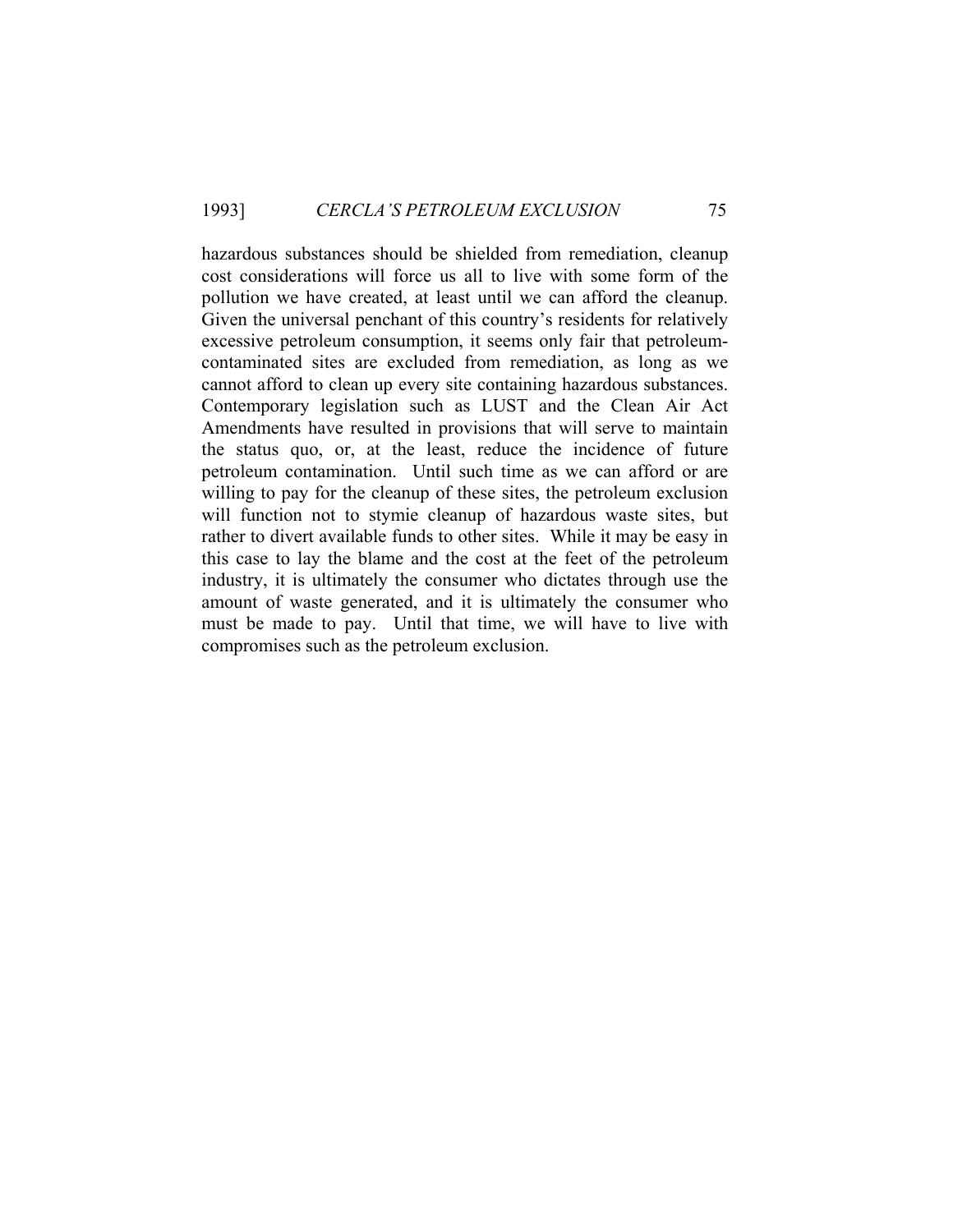hazardous substances should be shielded from remediation, cleanup cost considerations will force us all to live with some form of the pollution we have created, at least until we can afford the cleanup. Given the universal penchant of this country's residents for relatively excessive petroleum consumption, it seems only fair that petroleum-contaminated sites are excluded from remediation, as long as we cannot afford to clean up every site containing hazardous substances. Contemporary legislation such as LUST and the Clean Air Act Amendments have resulted in provisions that will serve to maintain the status quo, or, at the least, reduce the incidence of future petroleum contamination. Until such time as we can afford or are willing to pay for the cleanup of these sites, the petroleum exclusion will function not to stymie cleanup of hazardous waste sites, but rather to divert available funds to other sites. While it may be easy in this case to lay the blame and the cost at the feet of the petroleum industry, it is ultimately the consumer who dictates through use the amount of waste generated, and it is ultimately the consumer who must be made to pay. Until that time, we will have to live with compromises such as the petroleum exclusion.